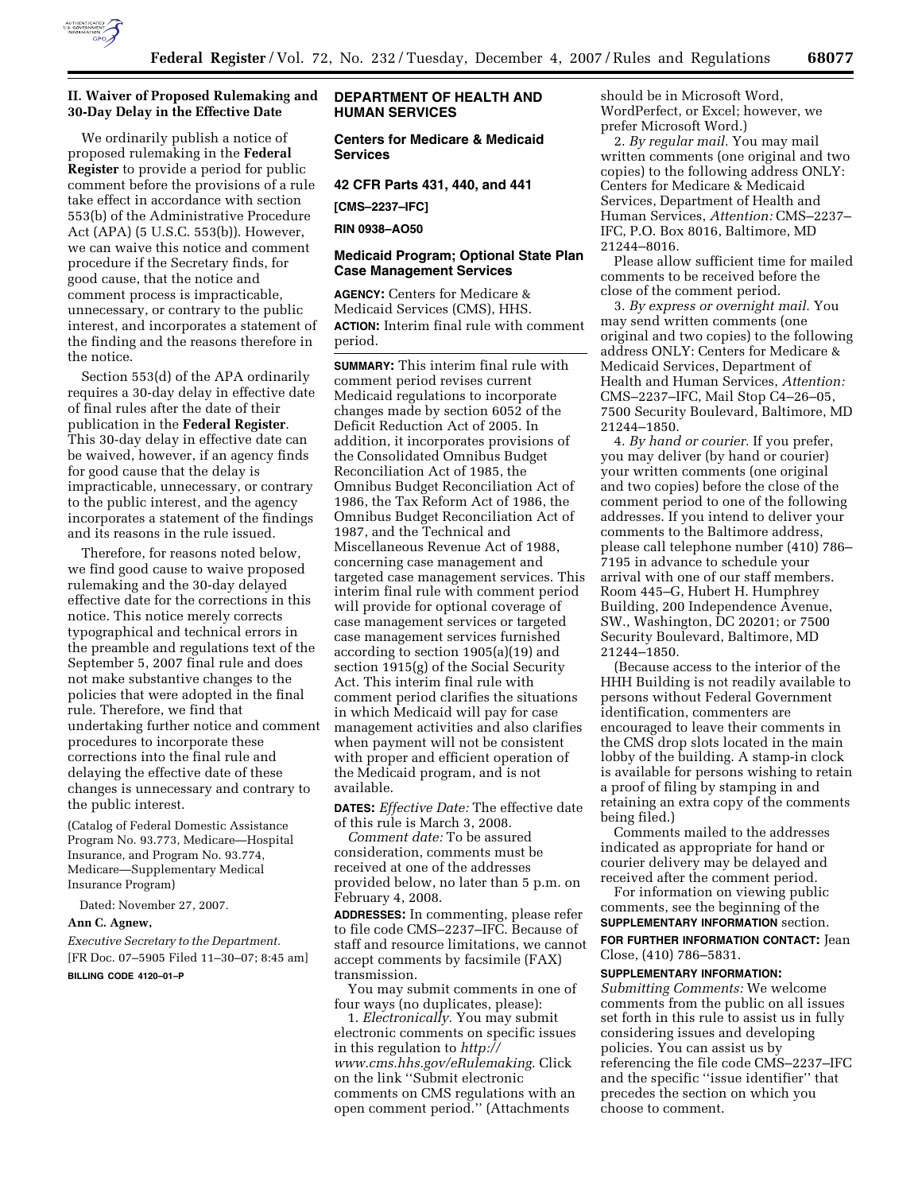## II. Waiver of Proposed Rulemaking and 30-Day Delay in the Effective Date

We ordinarily publish a notice of proposed rulemaking in the **Federal Register** to provide a period for public comment before the provisions of a rule take effect in accordance with section 553(b) of the Administrative Procedure Act (APA) (5 U.S.C. 553(b)). However, we can waive this notice and comment procedure if the Secretary finds, for good cause, that the notice and comment process is impracticable, unnecessary, or contrary to the public interest, and incorporates a statement of the finding and the reasons therefore in the notice.

Section 553(d) of the APA ordinarily requires a 30-day delay in effective date of final rules after the date of their publication in the **Federal Register**. This 30-day delay in effective date can be waived, however, if an agency finds for good cause that the delay is impracticable, unnecessary, or contrary to the public interest, and the agency incorporates a statement of the findings and its reasons in the rule issued.

Therefore, for reasons noted below, we find good cause to waive proposed rulemaking and the 30-day delayed effective date for the corrections in this notice. This notice merely corrects typographical and technical errors in the preamble and regulations text of the September 5, 2007 final rule and does not make substantive changes to the policies that were adopted in the final rule. Therefore, we find that undertaking further notice and comment procedures to incorporate these corrections into the final rule and delaying the effective date of these changes is unnecessary and contrary to the public interest.

(Catalog of Federal Domestic Assistance Program No. 93.773, Medicare—Hospital Insurance, and Program No. 93.774, Medicare—Supplementary Medical Insurance Program)

Dated: November 27, 2007.

**Ann C. Agnew,**

*Executive Secretary to the Department.*

[FR Doc. 07–5905 Filed 11–30–07; 8:45 am]

**BILLING CODE 4120–01–P**

## DEPARTMENT OF HEALTH AND HUMAN SERVICES

### Centers for Medicare & Medicaid Services

### 42 CFR Parts 431, 440, and 441

**[CMS–2237–IFC]**

**RIN 0938–AO50**

### Medicaid Program; Optional State Plan Case Management Services

**AGENCY:** Centers for Medicare & Medicaid Services (CMS), HHS.

**ACTION:** Interim final rule with comment period.

**SUMMARY:** This interim final rule with comment period revises current Medicaid regulations to incorporate changes made by section 6052 of the Deficit Reduction Act of 2005. In addition, it incorporates provisions of the Consolidated Omnibus Budget Reconciliation Act of 1985, the Omnibus Budget Reconciliation Act of 1986, the Tax Reform Act of 1986, the Omnibus Budget Reconciliation Act of 1987, and the Technical and Miscellaneous Revenue Act of 1988, concerning case management and targeted case management services. This interim final rule with comment period will provide for optional coverage of case management services or targeted case management services furnished according to section 1905(a)(19) and section 1915(g) of the Social Security Act. This interim final rule with comment period clarifies the situations in which Medicaid will pay for case management activities and also clarifies when payment will not be consistent with proper and efficient operation of the Medicaid program, and is not available.

**DATES:** *Effective Date:* The effective date of this rule is March 3, 2008.

*Comment date:* To be assured consideration, comments must be received at one of the addresses provided below, no later than 5 p.m. on February 4, 2008.

**ADDRESSES:** In commenting, please refer to file code CMS–2237–IFC. Because of staff and resource limitations, we cannot accept comments by facsimile (FAX) transmission.

You may submit comments in one of four ways (no duplicates, please):

1. *Electronically.* You may submit electronic comments on specific issues in this regulation to *http://www.cms.hhs.gov/eRulemaking*. Click on the link ''Submit electronic comments on CMS regulations with an open comment period.'' (Attachments should be in Microsoft Word, WordPerfect, or Excel; however, we prefer Microsoft Word.)

2. *By regular mail.* You may mail written comments (one original and two copies) to the following address ONLY: Centers for Medicare & Medicaid Services, Department of Health and Human Services, *Attention:* CMS–2237–IFC, P.O. Box 8016, Baltimore, MD 21244–8016.

Please allow sufficient time for mailed comments to be received before the close of the comment period.

3. *By express or overnight mail.* You may send written comments (one original and two copies) to the following address ONLY: Centers for Medicare & Medicaid Services, Department of Health and Human Services, *Attention:* CMS–2237–IFC, Mail Stop C4–26–05, 7500 Security Boulevard, Baltimore, MD 21244–1850.

4. *By hand or courier.* If you prefer, you may deliver (by hand or courier) your written comments (one original and two copies) before the close of the comment period to one of the following addresses. If you intend to deliver your comments to the Baltimore address, please call telephone number (410) 786–7195 in advance to schedule your arrival with one of our staff members. Room 445–G, Hubert H. Humphrey Building, 200 Independence Avenue, SW., Washington, DC 20201; or 7500 Security Boulevard, Baltimore, MD 21244–1850.

(Because access to the interior of the HHH Building is not readily available to persons without Federal Government identification, commenters are encouraged to leave their comments in the CMS drop slots located in the main lobby of the building. A stamp-in clock is available for persons wishing to retain a proof of filing by stamping in and retaining an extra copy of the comments being filed.)

Comments mailed to the addresses indicated as appropriate for hand or courier delivery may be delayed and received after the comment period.

For information on viewing public comments, see the beginning of the **SUPPLEMENTARY INFORMATION** section.

**FOR FURTHER INFORMATION CONTACT:** Jean Close, (410) 786–5831.

**SUPPLEMENTARY INFORMATION:**

*Submitting Comments:* We welcome comments from the public on all issues set forth in this rule to assist us in fully considering issues and developing policies. You can assist us by referencing the file code CMS–2237–IFC and the specific ''issue identifier'' that precedes the section on which you choose to comment.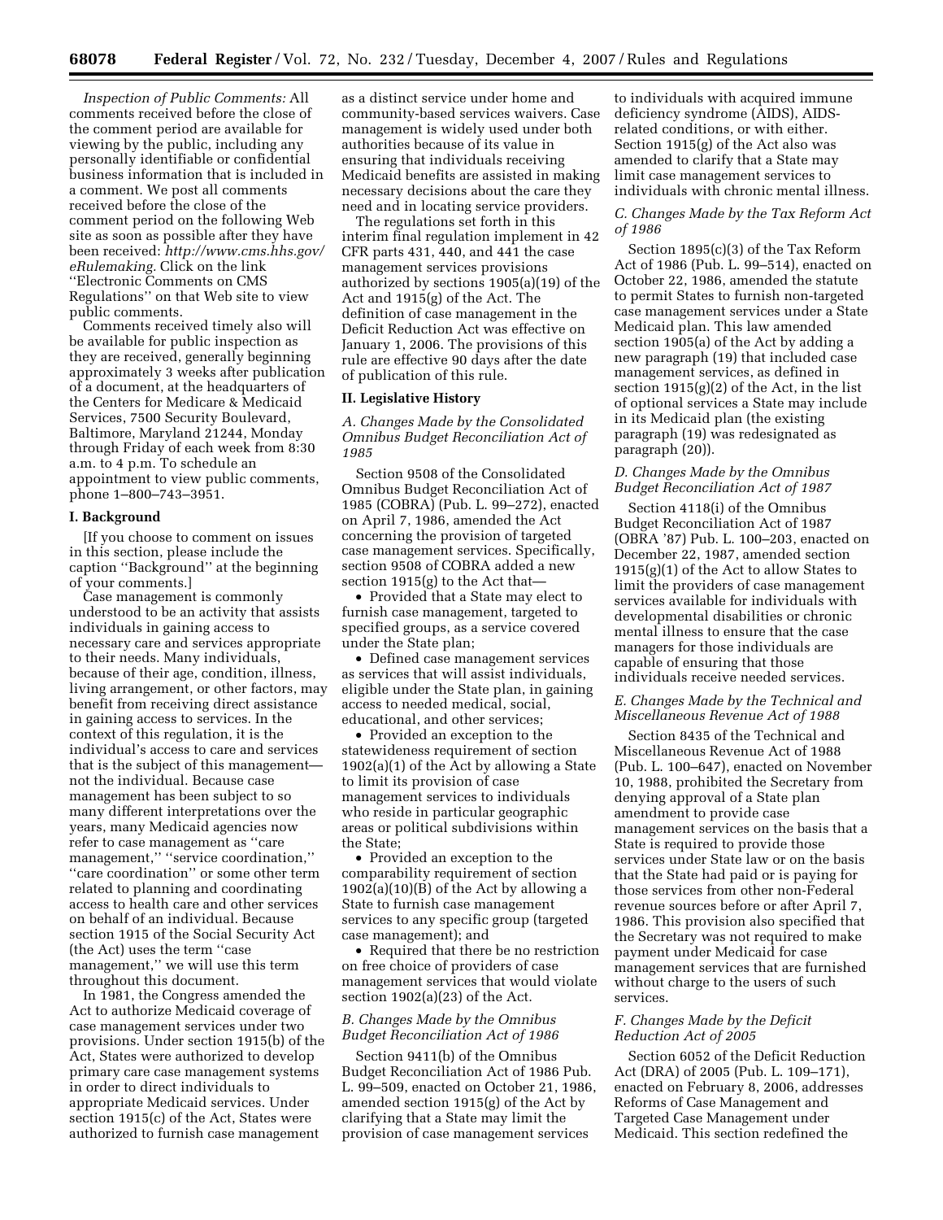*Inspection of Public Comments:* All comments received before the close of the comment period are available for viewing by the public, including any personally identifiable or confidential business information that is included in a comment. We post all comments received before the close of the comment period on the following Web site as soon as possible after they have been received: *http://www.cms.hhs.gov/eRulemaking.* Click on the link ''Electronic Comments on CMS Regulations'' on that Web site to view public comments.

Comments received timely also will be available for public inspection as they are received, generally beginning approximately 3 weeks after publication of a document, at the headquarters of the Centers for Medicare & Medicaid Services, 7500 Security Boulevard, Baltimore, Maryland 21244, Monday through Friday of each week from 8:30 a.m. to 4 p.m. To schedule an appointment to view public comments, phone 1–800–743–3951.

## I. Background

[If you choose to comment on issues in this section, please include the caption ''Background'' at the beginning of your comments.]

Case management is commonly understood to be an activity that assists individuals in gaining access to necessary care and services appropriate to their needs. Many individuals, because of their age, condition, illness, living arrangement, or other factors, may benefit from receiving direct assistance in gaining access to services. In the context of this regulation, it is the individual's access to care and services that is the subject of this management—not the individual. Because case management has been subject to so many different interpretations over the years, many Medicaid agencies now refer to case management as ''care management,'' ''service coordination,'' ''care coordination'' or some other term related to planning and coordinating access to health care and other services on behalf of an individual. Because section 1915 of the Social Security Act (the Act) uses the term ''case management,'' we will use this term throughout this document.

In 1981, the Congress amended the Act to authorize Medicaid coverage of case management services under two provisions. Under section 1915(b) of the Act, States were authorized to develop primary care case management systems in order to direct individuals to appropriate Medicaid services. Under section 1915(c) of the Act, States were authorized to furnish case management as a distinct service under home and community-based services waivers. Case management is widely used under both authorities because of its value in ensuring that individuals receiving Medicaid benefits are assisted in making necessary decisions about the care they need and in locating service providers.

The regulations set forth in this interim final regulation implement in 42 CFR parts 431, 440, and 441 the case management services provisions authorized by sections 1905(a)(19) of the Act and 1915(g) of the Act. The definition of case management in the Deficit Reduction Act was effective on January 1, 2006. The provisions of this rule are effective 90 days after the date of publication of this rule.

## II. Legislative History

### *A. Changes Made by the Consolidated Omnibus Budget Reconciliation Act of 1985*

Section 9508 of the Consolidated Omnibus Budget Reconciliation Act of 1985 (COBRA) (Pub. L. 99–272), enacted on April 7, 1986, amended the Act concerning the provision of targeted case management services. Specifically, section 9508 of COBRA added a new section 1915(g) to the Act that—

- Provided that a State may elect to furnish case management, targeted to specified groups, as a service covered under the State plan;
- Defined case management services as services that will assist individuals, eligible under the State plan, in gaining access to needed medical, social, educational, and other services;
- Provided an exception to the statewideness requirement of section 1902(a)(1) of the Act by allowing a State to limit its provision of case management services to individuals who reside in particular geographic areas or political subdivisions within the State;
- Provided an exception to the comparability requirement of section 1902(a)(10)(B) of the Act by allowing a State to furnish case management services to any specific group (targeted case management); and
- Required that there be no restriction on free choice of providers of case management services that would violate section 1902(a)(23) of the Act.

### *B. Changes Made by the Omnibus Budget Reconciliation Act of 1986*

Section 9411(b) of the Omnibus Budget Reconciliation Act of 1986 Pub. L. 99–509, enacted on October 21, 1986, amended section 1915(g) of the Act by clarifying that a State may limit the provision of case management services to individuals with acquired immune deficiency syndrome (AIDS), AIDS-related conditions, or with either. Section 1915(g) of the Act also was amended to clarify that a State may limit case management services to individuals with chronic mental illness.

### *C. Changes Made by the Tax Reform Act of 1986*

Section 1895(c)(3) of the Tax Reform Act of 1986 (Pub. L. 99–514), enacted on October 22, 1986, amended the statute to permit States to furnish non-targeted case management services under a State Medicaid plan. This law amended section 1905(a) of the Act by adding a new paragraph (19) that included case management services, as defined in section 1915(g)(2) of the Act, in the list of optional services a State may include in its Medicaid plan (the existing paragraph (19) was redesignated as paragraph (20)).

### *D. Changes Made by the Omnibus Budget Reconciliation Act of 1987*

Section 4118(i) of the Omnibus Budget Reconciliation Act of 1987 (OBRA '87) Pub. L. 100–203, enacted on December 22, 1987, amended section 1915(g)(1) of the Act to allow States to limit the providers of case management services available for individuals with developmental disabilities or chronic mental illness to ensure that the case managers for those individuals are capable of ensuring that those individuals receive needed services.

### *E. Changes Made by the Technical and Miscellaneous Revenue Act of 1988*

Section 8435 of the Technical and Miscellaneous Revenue Act of 1988 (Pub. L. 100–647), enacted on November 10, 1988, prohibited the Secretary from denying approval of a State plan amendment to provide case management services on the basis that a State is required to provide those services under State law or on the basis that the State had paid or is paying for those services from other non-Federal revenue sources before or after April 7, 1986. This provision also specified that the Secretary was not required to make payment under Medicaid for case management services that are furnished without charge to the users of such services.

### *F. Changes Made by the Deficit Reduction Act of 2005*

Section 6052 of the Deficit Reduction Act (DRA) of 2005 (Pub. L. 109–171), enacted on February 8, 2006, addresses Reforms of Case Management and Targeted Case Management under Medicaid. This section redefined the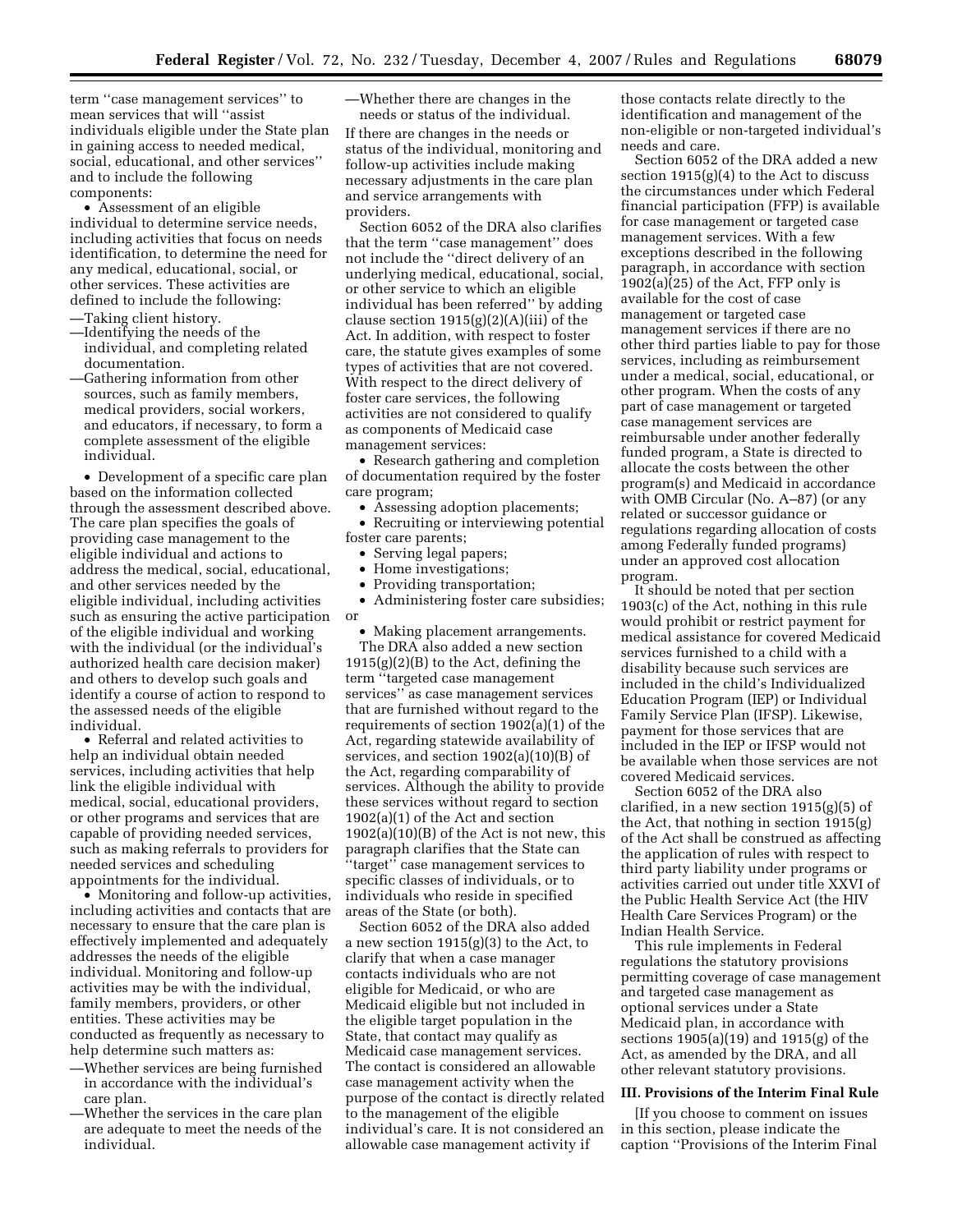term ''case management services'' to mean services that will ''assist individuals eligible under the State plan in gaining access to needed medical, social, educational, and other services'' and to include the following components:

- Assessment of an eligible individual to determine service needs, including activities that focus on needs identification, to determine the need for any medical, educational, social, or other services. These activities are defined to include the following:
  - —Taking client history.
  - —Identifying the needs of the individual, and completing related documentation.
  - —Gathering information from other sources, such as family members, medical providers, social workers, and educators, if necessary, to form a complete assessment of the eligible individual.
- Development of a specific care plan based on the information collected through the assessment described above. The care plan specifies the goals of providing case management to the eligible individual and actions to address the medical, social, educational, and other services needed by the eligible individual, including activities such as ensuring the active participation of the eligible individual and working with the individual (or the individual's authorized health care decision maker) and others to develop such goals and identify a course of action to respond to the assessed needs of the eligible individual.
- Referral and related activities to help an individual obtain needed services, including activities that help link the eligible individual with medical, social, educational providers, or other programs and services that are capable of providing needed services, such as making referrals to providers for needed services and scheduling appointments for the individual.
- Monitoring and follow-up activities, including activities and contacts that are necessary to ensure that the care plan is effectively implemented and adequately addresses the needs of the eligible individual. Monitoring and follow-up activities may be with the individual, family members, providers, or other entities. These activities may be conducted as frequently as necessary to help determine such matters as:
  - —Whether services are being furnished in accordance with the individual's care plan.
  - —Whether the services in the care plan are adequate to meet the needs of the individual.
  - —Whether there are changes in the needs or status of the individual.

If there are changes in the needs or status of the individual, monitoring and follow-up activities include making necessary adjustments in the care plan and service arrangements with providers.

Section 6052 of the DRA also clarifies that the term ''case management'' does not include the ''direct delivery of an underlying medical, educational, social, or other service to which an eligible individual has been referred'' by adding clause section 1915(g)(2)(A)(iii) of the Act. In addition, with respect to foster care, the statute gives examples of some types of activities that are not covered. With respect to the direct delivery of foster care services, the following activities are not considered to qualify as components of Medicaid case management services:

- Research gathering and completion of documentation required by the foster care program;
- Assessing adoption placements;
- Recruiting or interviewing potential foster care parents;
- Serving legal papers;
- Home investigations;
- Providing transportation;
- Administering foster care subsidies; or
- Making placement arrangements.

The DRA also added a new section 1915(g)(2)(B) to the Act, defining the term ''targeted case management services'' as case management services that are furnished without regard to the requirements of section 1902(a)(1) of the Act, regarding statewide availability of services, and section 1902(a)(10)(B) of the Act, regarding comparability of services. Although the ability to provide these services without regard to section 1902(a)(1) of the Act and section 1902(a)(10)(B) of the Act is not new, this paragraph clarifies that the State can ''target'' case management services to specific classes of individuals, or to individuals who reside in specified areas of the State (or both).

Section 6052 of the DRA also added a new section 1915(g)(3) to the Act, to clarify that when a case manager contacts individuals who are not eligible for Medicaid, or who are Medicaid eligible but not included in the eligible target population in the State, that contact may qualify as Medicaid case management services. The contact is considered an allowable case management activity when the purpose of the contact is directly related to the management of the eligible individual's care. It is not considered an allowable case management activity if those contacts relate directly to the identification and management of the non-eligible or non-targeted individual's needs and care.

Section 6052 of the DRA added a new section 1915(g)(4) to the Act to discuss the circumstances under which Federal financial participation (FFP) is available for case management or targeted case management services. With a few exceptions described in the following paragraph, in accordance with section 1902(a)(25) of the Act, FFP only is available for the cost of case management or targeted case management services if there are no other third parties liable to pay for those services, including as reimbursement under a medical, social, educational, or other program. When the costs of any part of case management or targeted case management services are reimbursable under another federally funded program, a State is directed to allocate the costs between the other program(s) and Medicaid in accordance with OMB Circular (No. A–87) (or any related or successor guidance or regulations regarding allocation of costs among Federally funded programs) under an approved cost allocation program.

It should be noted that per section 1903(c) of the Act, nothing in this rule would prohibit or restrict payment for medical assistance for covered Medicaid services furnished to a child with a disability because such services are included in the child's Individualized Education Program (IEP) or Individual Family Service Plan (IFSP). Likewise, payment for those services that are included in the IEP or IFSP would not be available when those services are not covered Medicaid services.

Section 6052 of the DRA also clarified, in a new section 1915(g)(5) of the Act, that nothing in section 1915(g) of the Act shall be construed as affecting the application of rules with respect to third party liability under programs or activities carried out under title XXVI of the Public Health Service Act (the HIV Health Care Services Program) or the Indian Health Service.

This rule implements in Federal regulations the statutory provisions permitting coverage of case management and targeted case management as optional services under a State Medicaid plan, in accordance with sections 1905(a)(19) and 1915(g) of the Act, as amended by the DRA, and all other relevant statutory provisions.

## III. Provisions of the Interim Final Rule

[If you choose to comment on issues in this section, please indicate the caption ''Provisions of the Interim Final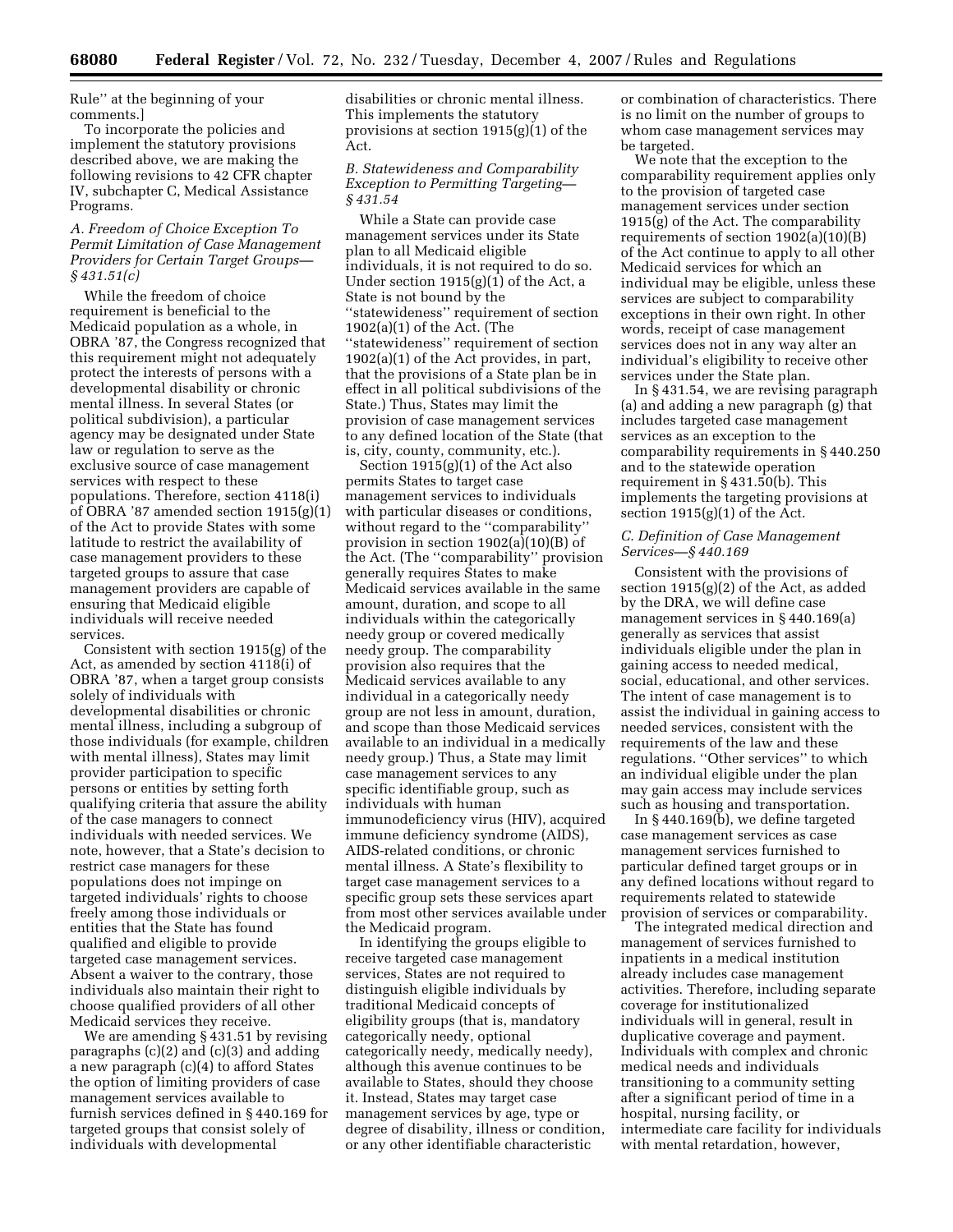Rule'' at the beginning of your comments.]

To incorporate the policies and implement the statutory provisions described above, we are making the following revisions to 42 CFR chapter IV, subchapter C, Medical Assistance Programs.

### *A. Freedom of Choice Exception To Permit Limitation of Case Management Providers for Certain Target Groups—§ 431.51(c)*

While the freedom of choice requirement is beneficial to the Medicaid population as a whole, in OBRA '87, the Congress recognized that this requirement might not adequately protect the interests of persons with a developmental disability or chronic mental illness. In several States (or political subdivision), a particular agency may be designated under State law or regulation to serve as the exclusive source of case management services with respect to these populations. Therefore, section 4118(i) of OBRA '87 amended section 1915(g)(1) of the Act to provide States with some latitude to restrict the availability of case management providers to these targeted groups to assure that case management providers are capable of ensuring that Medicaid eligible individuals will receive needed services.

Consistent with section 1915(g) of the Act, as amended by section 4118(i) of OBRA '87, when a target group consists solely of individuals with developmental disabilities or chronic mental illness, including a subgroup of those individuals (for example, children with mental illness), States may limit provider participation to specific persons or entities by setting forth qualifying criteria that assure the ability of the case managers to connect individuals with needed services. We note, however, that a State's decision to restrict case managers for these populations does not impinge on targeted individuals' rights to choose freely among those individuals or entities that the State has found qualified and eligible to provide targeted case management services. Absent a waiver to the contrary, those individuals also maintain their right to choose qualified providers of all other Medicaid services they receive.

We are amending § 431.51 by revising paragraphs (c)(2) and (c)(3) and adding a new paragraph (c)(4) to afford States the option of limiting providers of case management services available to furnish services defined in § 440.169 for targeted groups that consist solely of individuals with developmental disabilities or chronic mental illness. This implements the statutory provisions at section 1915(g)(1) of the Act.

### *B. Statewideness and Comparability Exception to Permitting Targeting—§ 431.54*

While a State can provide case management services under its State plan to all Medicaid eligible individuals, it is not required to do so. Under section 1915(g)(1) of the Act, a State is not bound by the ''statewideness'' requirement of section 1902(a)(1) of the Act. (The ''statewideness'' requirement of section 1902(a)(1) of the Act provides, in part, that the provisions of a State plan be in effect in all political subdivisions of the State.) Thus, States may limit the provision of case management services to any defined location of the State (that is, city, county, community, etc.).

Section 1915(g)(1) of the Act also permits States to target case management services to individuals with particular diseases or conditions, without regard to the ''comparability'' provision in section 1902(a)(10)(B) of the Act. (The ''comparability'' provision generally requires States to make Medicaid services available in the same amount, duration, and scope to all individuals within the categorically needy group or covered medically needy group. The comparability provision also requires that the Medicaid services available to any individual in a categorically needy group are not less in amount, duration, and scope than those Medicaid services available to an individual in a medically needy group.) Thus, a State may limit case management services to any specific identifiable group, such as individuals with human immunodeficiency virus (HIV), acquired immune deficiency syndrome (AIDS), AIDS-related conditions, or chronic mental illness. A State's flexibility to target case management services to a specific group sets these services apart from most other services available under the Medicaid program.

In identifying the groups eligible to receive targeted case management services, States are not required to distinguish eligible individuals by traditional Medicaid concepts of eligibility groups (that is, mandatory categorically needy, optional categorically needy, medically needy), although this avenue continues to be available to States, should they choose it. Instead, States may target case management services by age, type or degree of disability, illness or condition, or any other identifiable characteristic or combination of characteristics. There is no limit on the number of groups to whom case management services may be targeted.

We note that the exception to the comparability requirement applies only to the provision of targeted case management services under section 1915(g) of the Act. The comparability requirements of section 1902(a)(10)(B) of the Act continue to apply to all other Medicaid services for which an individual may be eligible, unless these services are subject to comparability exceptions in their own right. In other words, receipt of case management services does not in any way alter an individual's eligibility to receive other services under the State plan.

In § 431.54, we are revising paragraph (a) and adding a new paragraph (g) that includes targeted case management services as an exception to the comparability requirements in § 440.250 and to the statewide operation requirement in § 431.50(b). This implements the targeting provisions at section 1915(g)(1) of the Act.

### *C. Definition of Case Management Services—§ 440.169*

Consistent with the provisions of section 1915(g)(2) of the Act, as added by the DRA, we will define case management services in § 440.169(a) generally as services that assist individuals eligible under the plan in gaining access to needed medical, social, educational, and other services. The intent of case management is to assist the individual in gaining access to needed services, consistent with the requirements of the law and these regulations. ''Other services'' to which an individual eligible under the plan may gain access may include services such as housing and transportation.

In § 440.169(b), we define targeted case management services as case management services furnished to particular defined target groups or in any defined locations without regard to requirements related to statewide provision of services or comparability.

The integrated medical direction and management of services furnished to inpatients in a medical institution already includes case management activities. Therefore, including separate coverage for institutionalized individuals will in general, result in duplicative coverage and payment. Individuals with complex and chronic medical needs and individuals transitioning to a community setting after a significant period of time in a hospital, nursing facility, or intermediate care facility for individuals with mental retardation, however,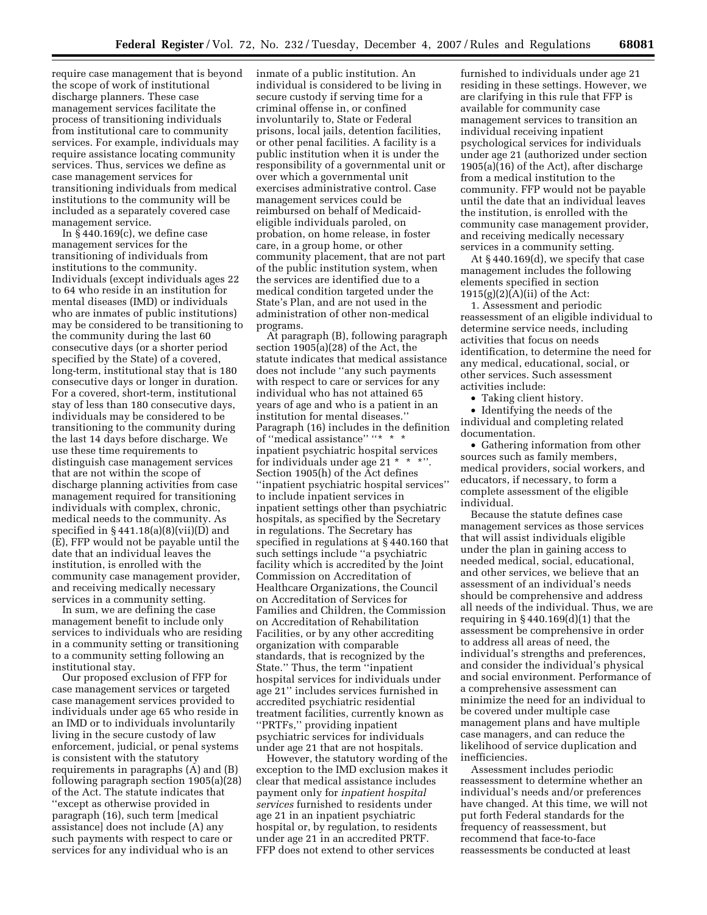require case management that is beyond the scope of work of institutional discharge planners. These case management services facilitate the process of transitioning individuals from institutional care to community services. For example, individuals may require assistance locating community services. Thus, services we define as case management services for transitioning individuals from medical institutions to the community will be included as a separately covered case management service.

In § 440.169(c), we define case management services for the transitioning of individuals from institutions to the community. Individuals (except individuals ages 22 to 64 who reside in an institution for mental diseases (IMD) or individuals who are inmates of public institutions) may be considered to be transitioning to the community during the last 60 consecutive days (or a shorter period specified by the State) of a covered, long-term, institutional stay that is 180 consecutive days or longer in duration. For a covered, short-term, institutional stay of less than 180 consecutive days, individuals may be considered to be transitioning to the community during the last 14 days before discharge. We use these time requirements to distinguish case management services that are not within the scope of discharge planning activities from case management required for transitioning individuals with complex, chronic, medical needs to the community. As specified in § 441.18(a)(8)(vii)(D) and (E), FFP would not be payable until the date that an individual leaves the institution, is enrolled with the community case management provider, and receiving medically necessary services in a community setting.

In sum, we are defining the case management benefit to include only services to individuals who are residing in a community setting or transitioning to a community setting following an institutional stay.

Our proposed exclusion of FFP for case management services or targeted case management services provided to individuals under age 65 who reside in an IMD or to individuals involuntarily living in the secure custody of law enforcement, judicial, or penal systems is consistent with the statutory requirements in paragraphs (A) and (B) following paragraph section 1905(a)(28) of the Act. The statute indicates that ''except as otherwise provided in paragraph (16), such term [medical assistance] does not include (A) any such payments with respect to care or services for any individual who is an inmate of a public institution. An individual is considered to be living in secure custody if serving time for a criminal offense in, or confined involuntarily to, State or Federal prisons, local jails, detention facilities, or other penal facilities. A facility is a public institution when it is under the responsibility of a governmental unit or over which a governmental unit exercises administrative control. Case management services could be reimbursed on behalf of Medicaid-eligible individuals paroled, on probation, on home release, in foster care, in a group home, or other community placement, that are not part of the public institution system, when the services are identified due to a medical condition targeted under the State's Plan, and are not used in the administration of other non-medical programs.

At paragraph (B), following paragraph section 1905(a)(28) of the Act, the statute indicates that medical assistance does not include ''any such payments with respect to care or services for any individual who has not attained 65 years of age and who is a patient in an institution for mental diseases.'' Paragraph (16) includes in the definition of ''medical assistance'' ''* * * inpatient psychiatric hospital services for individuals under age 21 * * *''. Section 1905(h) of the Act defines ''inpatient psychiatric hospital services'' to include inpatient services in inpatient settings other than psychiatric hospitals, as specified by the Secretary in regulations. The Secretary has specified in regulations at § 440.160 that such settings include ''a psychiatric facility which is accredited by the Joint Commission on Accreditation of Healthcare Organizations, the Council on Accreditation of Services for Families and Children, the Commission on Accreditation of Rehabilitation Facilities, or by any other accrediting organization with comparable standards, that is recognized by the State.'' Thus, the term ''inpatient hospital services for individuals under age 21'' includes services furnished in accredited psychiatric residential treatment facilities, currently known as ''PRTFs,'' providing inpatient psychiatric services for individuals under age 21 that are not hospitals.

However, the statutory wording of the exception to the IMD exclusion makes it clear that medical assistance includes payment only for *inpatient hospital services* furnished to residents under age 21 in an inpatient psychiatric hospital or, by regulation, to residents under age 21 in an accredited PRTF. FFP does not extend to other services furnished to individuals under age 21 residing in these settings. However, we are clarifying in this rule that FFP is available for community case management services to transition an individual receiving inpatient psychological services for individuals under age 21 (authorized under section 1905(a)(16) of the Act), after discharge from a medical institution to the community. FFP would not be payable until the date that an individual leaves the institution, is enrolled with the community case management provider, and receiving medically necessary services in a community setting.

At § 440.169(d), we specify that case management includes the following elements specified in section 1915(g)(2)(A)(ii) of the Act:

1. Assessment and periodic reassessment of an eligible individual to determine service needs, including activities that focus on needs identification, to determine the need for any medical, educational, social, or other services. Such assessment activities include:

- Taking client history.
- Identifying the needs of the individual and completing related documentation.
- Gathering information from other sources such as family members, medical providers, social workers, and educators, if necessary, to form a complete assessment of the eligible individual.

Because the statute defines case management services as those services that will assist individuals eligible under the plan in gaining access to needed medical, social, educational, and other services, we believe that an assessment of an individual's needs should be comprehensive and address all needs of the individual. Thus, we are requiring in § 440.169(d)(1) that the assessment be comprehensive in order to address all areas of need, the individual's strengths and preferences, and consider the individual's physical and social environment. Performance of a comprehensive assessment can minimize the need for an individual to be covered under multiple case management plans and have multiple case managers, and can reduce the likelihood of service duplication and inefficiencies.

Assessment includes periodic reassessment to determine whether an individual's needs and/or preferences have changed. At this time, we will not put forth Federal standards for the frequency of reassessment, but recommend that face-to-face reassessments be conducted at least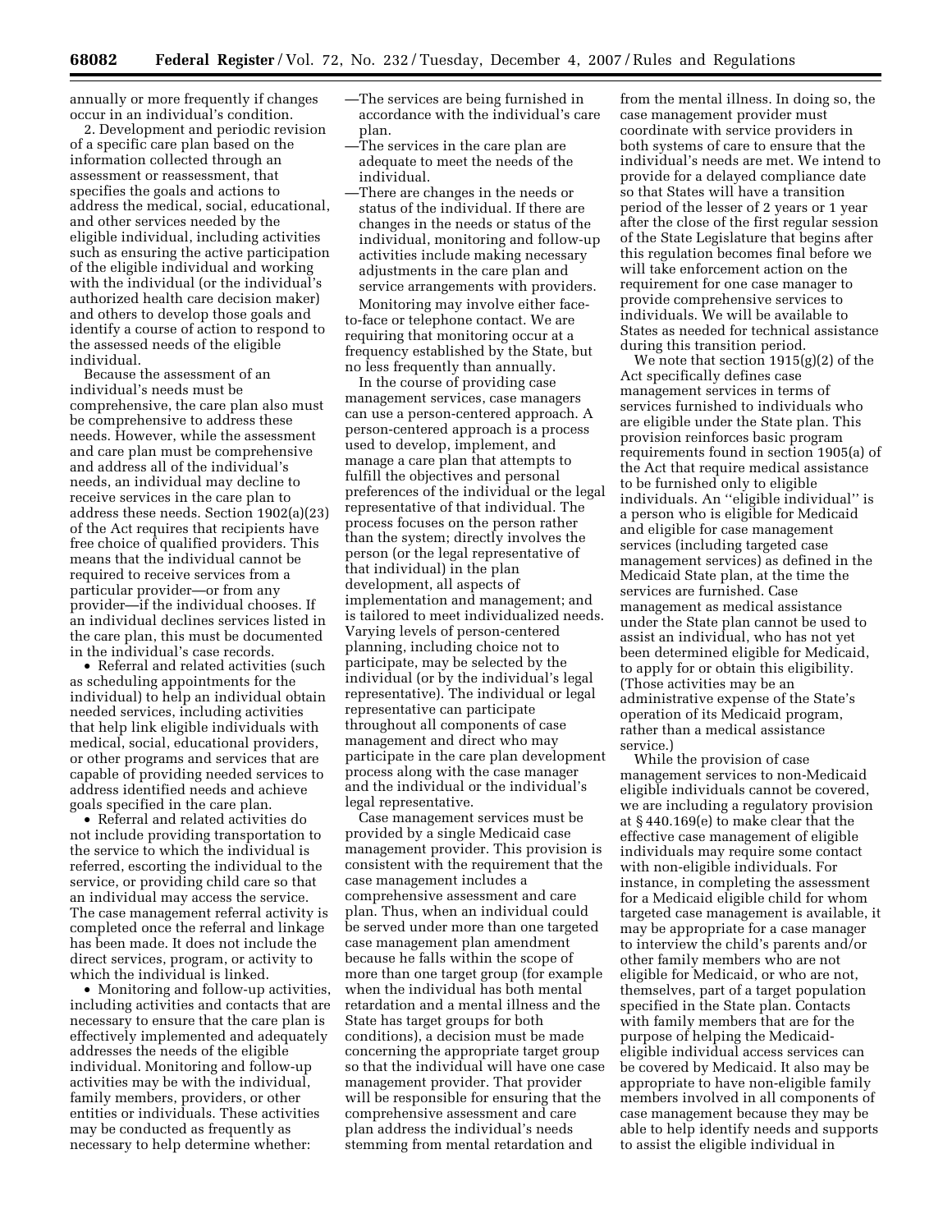annually or more frequently if changes occur in an individual's condition.

2. Development and periodic revision of a specific care plan based on the information collected through an assessment or reassessment, that specifies the goals and actions to address the medical, social, educational, and other services needed by the eligible individual, including activities such as ensuring the active participation of the eligible individual and working with the individual (or the individual's authorized health care decision maker) and others to develop those goals and identify a course of action to respond to the assessed needs of the eligible individual.

Because the assessment of an individual's needs must be comprehensive, the care plan also must be comprehensive to address these needs. However, while the assessment and care plan must be comprehensive and address all of the individual's needs, an individual may decline to receive services in the care plan to address these needs. Section 1902(a)(23) of the Act requires that recipients have free choice of qualified providers. This means that the individual cannot be required to receive services from a particular provider—or from any provider—if the individual chooses. If an individual declines services listed in the care plan, this must be documented in the individual's case records.

- Referral and related activities (such as scheduling appointments for the individual) to help an individual obtain needed services, including activities that help link eligible individuals with medical, social, educational providers, or other programs and services that are capable of providing needed services to address identified needs and achieve goals specified in the care plan.
- Referral and related activities do not include providing transportation to the service to which the individual is referred, escorting the individual to the service, or providing child care so that an individual may access the service. The case management referral activity is completed once the referral and linkage has been made. It does not include the direct services, program, or activity to which the individual is linked.
- Monitoring and follow-up activities, including activities and contacts that are necessary to ensure that the care plan is effectively implemented and adequately addresses the needs of the eligible individual. Monitoring and follow-up activities may be with the individual, family members, providers, or other entities or individuals. These activities may be conducted as frequently as necessary to help determine whether:

—The services are being furnished in accordance with the individual's care plan.

—The services in the care plan are adequate to meet the needs of the individual.

—There are changes in the needs or status of the individual. If there are changes in the needs or status of the individual, monitoring and follow-up activities include making necessary adjustments in the care plan and service arrangements with providers.

Monitoring may involve either face-to-face or telephone contact. We are requiring that monitoring occur at a frequency established by the State, but no less frequently than annually.

In the course of providing case management services, case managers can use a person-centered approach. A person-centered approach is a process used to develop, implement, and manage a care plan that attempts to fulfill the objectives and personal preferences of the individual or the legal representative of that individual. The process focuses on the person rather than the system; directly involves the person (or the legal representative of that individual) in the plan development, all aspects of implementation and management; and is tailored to meet individualized needs. Varying levels of person-centered planning, including choice not to participate, may be selected by the individual (or by the individual's legal representative). The individual or legal representative can participate throughout all components of case management and direct who may participate in the care plan development process along with the case manager and the individual or the individual's legal representative.

Case management services must be provided by a single Medicaid case management provider. This provision is consistent with the requirement that the case management includes a comprehensive assessment and care plan. Thus, when an individual could be served under more than one targeted case management plan amendment because he falls within the scope of more than one target group (for example when the individual has both mental retardation and a mental illness and the State has target groups for both conditions), a decision must be made concerning the appropriate target group so that the individual will have one case management provider. That provider will be responsible for ensuring that the comprehensive assessment and care plan address the individual's needs stemming from mental retardation and from the mental illness. In doing so, the case management provider must coordinate with service providers in both systems of care to ensure that the individual's needs are met. We intend to provide for a delayed compliance date so that States will have a transition period of the lesser of 2 years or 1 year after the close of the first regular session of the State Legislature that begins after this regulation becomes final before we will take enforcement action on the requirement for one case manager to provide comprehensive services to individuals. We will be available to States as needed for technical assistance during this transition period.

We note that section 1915(g)(2) of the Act specifically defines case management services in terms of services furnished to individuals who are eligible under the State plan. This provision reinforces basic program requirements found in section 1905(a) of the Act that require medical assistance to be furnished only to eligible individuals. An "eligible individual" is a person who is eligible for Medicaid and eligible for case management services (including targeted case management services) as defined in the Medicaid State plan, at the time the services are furnished. Case management as medical assistance under the State plan cannot be used to assist an individual, who has not yet been determined eligible for Medicaid, to apply for or obtain this eligibility. (Those activities may be an administrative expense of the State's operation of its Medicaid program, rather than a medical assistance service.)

While the provision of case management services to non-Medicaid eligible individuals cannot be covered, we are including a regulatory provision at § 440.169(e) to make clear that the effective case management of eligible individuals may require some contact with non-eligible individuals. For instance, in completing the assessment for a Medicaid eligible child for whom targeted case management is available, it may be appropriate for a case manager to interview the child's parents and/or other family members who are not eligible for Medicaid, or who are not, themselves, part of a target population specified in the State plan. Contacts with family members that are for the purpose of helping the Medicaid-eligible individual access services can be covered by Medicaid. It also may be appropriate to have non-eligible family members involved in all components of case management because they may be able to help identify needs and supports to assist the eligible individual in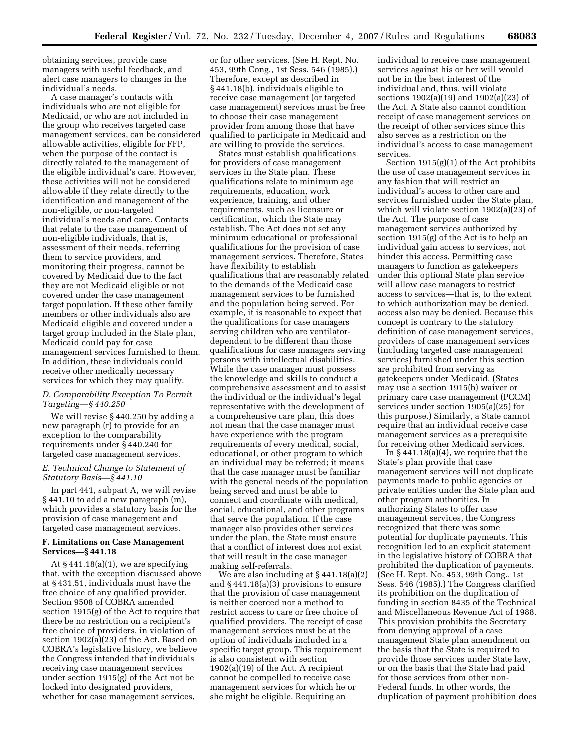obtaining services, provide case managers with useful feedback, and alert case managers to changes in the individual's needs.

A case manager's contacts with individuals who are not eligible for Medicaid, or who are not included in the group who receives targeted case management services, can be considered allowable activities, eligible for FFP, when the purpose of the contact is directly related to the management of the eligible individual's care. However, these activities will not be considered allowable if they relate directly to the identification and management of the non-eligible, or non-targeted individual's needs and care. Contacts that relate to the case management of non-eligible individuals, that is, assessment of their needs, referring them to service providers, and monitoring their progress, cannot be covered by Medicaid due to the fact they are not Medicaid eligible or not covered under the case management target population. If these other family members or other individuals also are Medicaid eligible and covered under a target group included in the State plan, Medicaid could pay for case management services furnished to them. In addition, these individuals could receive other medically necessary services for which they may qualify.

### *D. Comparability Exception To Permit Targeting—§ 440.250*

We will revise § 440.250 by adding a new paragraph (r) to provide for an exception to the comparability requirements under § 440.240 for targeted case management services.

### *E. Technical Change to Statement of Statutory Basis—§ 441.10*

In part 441, subpart A, we will revise § 441.10 to add a new paragraph (m), which provides a statutory basis for the provision of case management and targeted case management services.

### F. Limitations on Case Management Services—§ 441.18

At § 441.18(a)(1), we are specifying that, with the exception discussed above at § 431.51, individuals must have the free choice of any qualified provider. Section 9508 of COBRA amended section 1915(g) of the Act to require that there be no restriction on a recipient's free choice of providers, in violation of section 1902(a)(23) of the Act. Based on COBRA's legislative history, we believe the Congress intended that individuals receiving case management services under section 1915(g) of the Act not be locked into designated providers, whether for case management services, or for other services. (See H. Rept. No. 453, 99th Cong., 1st Sess. 546 (1985).) Therefore, except as described in § 441.18(b), individuals eligible to receive case management (or targeted case management) services must be free to choose their case management provider from among those that have qualified to participate in Medicaid and are willing to provide the services.

States must establish qualifications for providers of case management services in the State plan. These qualifications relate to minimum age requirements, education, work experience, training, and other requirements, such as licensure or certification, which the State may establish. The Act does not set any minimum educational or professional qualifications for the provision of case management services. Therefore, States have flexibility to establish qualifications that are reasonably related to the demands of the Medicaid case management services to be furnished and the population being served. For example, it is reasonable to expect that the qualifications for case managers serving children who are ventilator-dependent to be different than those qualifications for case managers serving persons with intellectual disabilities. While the case manager must possess the knowledge and skills to conduct a comprehensive assessment and to assist the individual or the individual's legal representative with the development of a comprehensive care plan, this does not mean that the case manager must have experience with the program requirements of every medical, social, educational, or other program to which an individual may be referred; it means that the case manager must be familiar with the general needs of the population being served and must be able to connect and coordinate with medical, social, educational, and other programs that serve the population. If the case manager also provides other services under the plan, the State must ensure that a conflict of interest does not exist that will result in the case manager making self-referrals.

We are also including at § 441.18(a)(2) and § 441.18(a)(3) provisions to ensure that the provision of case management is neither coerced nor a method to restrict access to care or free choice of qualified providers. The receipt of case management services must be at the option of individuals included in a specific target group. This requirement is also consistent with section 1902(a)(19) of the Act. A recipient cannot be compelled to receive case management services for which he or she might be eligible. Requiring an individual to receive case management services against his or her will would not be in the best interest of the individual and, thus, will violate sections 1902(a)(19) and 1902(a)(23) of the Act. A State also cannot condition receipt of case management services on the receipt of other services since this also serves as a restriction on the individual's access to case management services.

Section 1915(g)(1) of the Act prohibits the use of case management services in any fashion that will restrict an individual's access to other care and services furnished under the State plan, which will violate section 1902(a)(23) of the Act. The purpose of case management services authorized by section 1915(g) of the Act is to help an individual gain access to services, not hinder this access. Permitting case managers to function as gatekeepers under this optional State plan service will allow case managers to restrict access to services—that is, to the extent to which authorization may be denied, access also may be denied. Because this concept is contrary to the statutory definition of case management services, providers of case management services (including targeted case management services) furnished under this section are prohibited from serving as gatekeepers under Medicaid. (States may use a section 1915(b) waiver or primary care case management (PCCM) services under section 1905(a)(25) for this purpose.) Similarly, a State cannot require that an individual receive case management services as a prerequisite for receiving other Medicaid services.

In § 441.18(a)(4), we require that the State's plan provide that case management services will not duplicate payments made to public agencies or private entities under the State plan and other program authorities. In authorizing States to offer case management services, the Congress recognized that there was some potential for duplicate payments. This recognition led to an explicit statement in the legislative history of COBRA that prohibited the duplication of payments. (See H. Rept. No. 453, 99th Cong., 1st Sess. 546 (1985).) The Congress clarified its prohibition on the duplication of funding in section 8435 of the Technical and Miscellaneous Revenue Act of 1988. This provision prohibits the Secretary from denying approval of a case management State plan amendment on the basis that the State is required to provide those services under State law, or on the basis that the State had paid for those services from other non-Federal funds. In other words, the duplication of payment prohibition does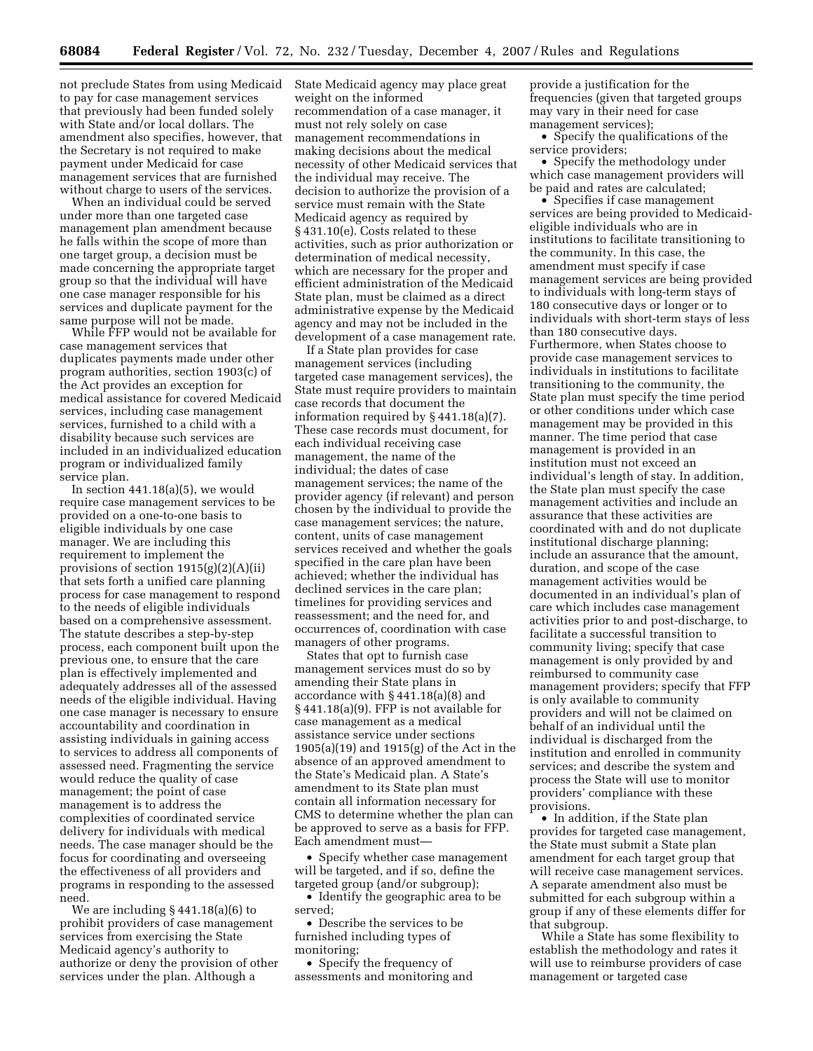not preclude States from using Medicaid to pay for case management services that previously had been funded solely with State and/or local dollars. The amendment also specifies, however, that the Secretary is not required to make payment under Medicaid for case management services that are furnished without charge to users of the services.

When an individual could be served under more than one targeted case management plan amendment because he falls within the scope of more than one target group, a decision must be made concerning the appropriate target group so that the individual will have one case manager responsible for his services and duplicate payment for the same purpose will not be made.

While FFP would not be available for case management services that duplicates payments made under other program authorities, section 1903(c) of the Act provides an exception for medical assistance for covered Medicaid services, including case management services, furnished to a child with a disability because such services are included in an individualized education program or individualized family service plan.

In section 441.18(a)(5), we would require case management services to be provided on a one-to-one basis to eligible individuals by one case manager. We are including this requirement to implement the provisions of section 1915(g)(2)(A)(ii) that sets forth a unified care planning process for case management to respond to the needs of eligible individuals based on a comprehensive assessment. The statute describes a step-by-step process, each component built upon the previous one, to ensure that the care plan is effectively implemented and adequately addresses all of the assessed needs of the eligible individual. Having one case manager is necessary to ensure accountability and coordination in assisting individuals in gaining access to services to address all components of assessed need. Fragmenting the service would reduce the quality of case management; the point of case management is to address the complexities of coordinated service delivery for individuals with medical needs. The case manager should be the focus for coordinating and overseeing the effectiveness of all providers and programs in responding to the assessed need.

We are including § 441.18(a)(6) to prohibit providers of case management services from exercising the State Medicaid agency's authority to authorize or deny the provision of other services under the plan. Although a State Medicaid agency may place great weight on the informed recommendation of a case manager, it must not rely solely on case management recommendations in making decisions about the medical necessity of other Medicaid services that the individual may receive. The decision to authorize the provision of a service must remain with the State Medicaid agency as required by § 431.10(e). Costs related to these activities, such as prior authorization or determination of medical necessity, which are necessary for the proper and efficient administration of the Medicaid State plan, must be claimed as a direct administrative expense by the Medicaid agency and may not be included in the development of a case management rate.

If a State plan provides for case management services (including targeted case management services), the State must require providers to maintain case records that document the information required by § 441.18(a)(7). These case records must document, for each individual receiving case management, the name of the individual; the dates of case management services; the name of the provider agency (if relevant) and person chosen by the individual to provide the case management services; the nature, content, units of case management services received and whether the goals specified in the care plan have been achieved; whether the individual has declined services in the care plan; timelines for providing services and reassessment; and the need for, and occurrences of, coordination with case managers of other programs.

States that opt to furnish case management services must do so by amending their State plans in accordance with § 441.18(a)(8) and § 441.18(a)(9). FFP is not available for case management as a medical assistance service under sections 1905(a)(19) and 1915(g) of the Act in the absence of an approved amendment to the State's Medicaid plan. A State's amendment to its State plan must contain all information necessary for CMS to determine whether the plan can be approved to serve as a basis for FFP. Each amendment must—

- Specify whether case management will be targeted, and if so, define the targeted group (and/or subgroup);
- Identify the geographic area to be served;
- Describe the services to be furnished including types of monitoring;
- Specify the frequency of assessments and monitoring and provide a justification for the frequencies (given that targeted groups may vary in their need for case management services);
- Specify the qualifications of the service providers;
- Specify the methodology under which case management providers will be paid and rates are calculated;
- Specifies if case management services are being provided to Medicaid-eligible individuals who are in institutions to facilitate transitioning to the community. In this case, the amendment must specify if case management services are being provided to individuals with long-term stays of 180 consecutive days or longer or to individuals with short-term stays of less than 180 consecutive days. Furthermore, when States choose to provide case management services to individuals in institutions to facilitate transitioning to the community, the State plan must specify the time period or other conditions under which case management may be provided in this manner. The time period that case management is provided in an institution must not exceed an individual's length of stay. In addition, the State plan must specify the case management activities and include an assurance that these activities are coordinated with and do not duplicate institutional discharge planning; include an assurance that the amount, duration, and scope of the case management activities would be documented in an individual's plan of care which includes case management activities prior to and post-discharge, to facilitate a successful transition to community living; specify that case management is only provided by and reimbursed to community case management providers; specify that FFP is only available to community providers and will not be claimed on behalf of an individual until the individual is discharged from the institution and enrolled in community services; and describe the system and process the State will use to monitor providers' compliance with these provisions.
- In addition, if the State plan provides for targeted case management, the State must submit a State plan amendment for each target group that will receive case management services. A separate amendment also must be submitted for each subgroup within a group if any of these elements differ for that subgroup.

While a State has some flexibility to establish the methodology and rates it will use to reimburse providers of case management or targeted case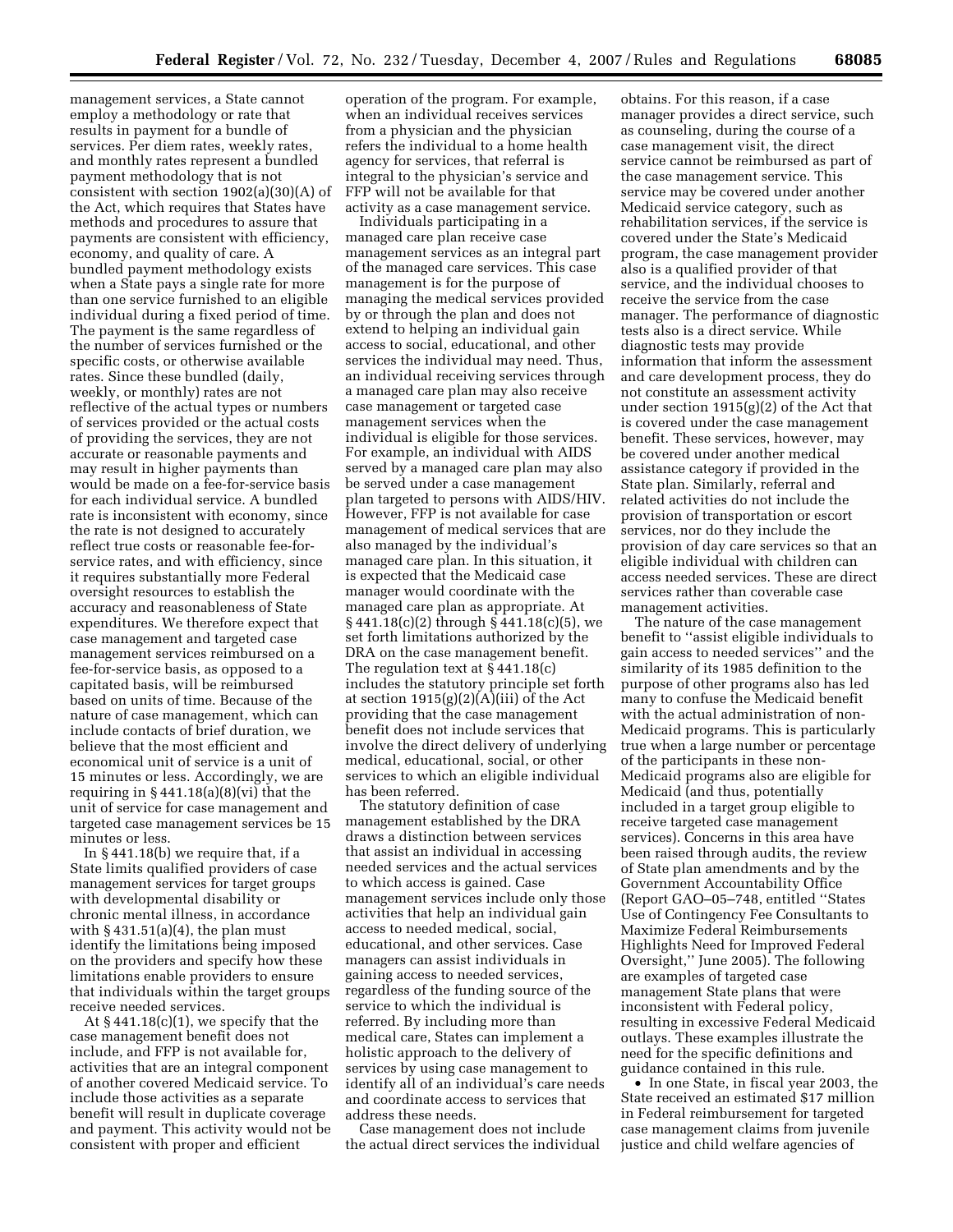management services, a State cannot employ a methodology or rate that results in payment for a bundle of services. Per diem rates, weekly rates, and monthly rates represent a bundled payment methodology that is not consistent with section 1902(a)(30)(A) of the Act, which requires that States have methods and procedures to assure that payments are consistent with efficiency, economy, and quality of care. A bundled payment methodology exists when a State pays a single rate for more than one service furnished to an eligible individual during a fixed period of time. The payment is the same regardless of the number of services furnished or the specific costs, or otherwise available rates. Since these bundled (daily, weekly, or monthly) rates are not reflective of the actual types or numbers of services provided or the actual costs of providing the services, they are not accurate or reasonable payments and may result in higher payments than would be made on a fee-for-service basis for each individual service. A bundled rate is inconsistent with economy, since the rate is not designed to accurately reflect true costs or reasonable fee-for-service rates, and with efficiency, since it requires substantially more Federal oversight resources to establish the accuracy and reasonableness of State expenditures. We therefore expect that case management and targeted case management services reimbursed on a fee-for-service basis, as opposed to a capitated basis, will be reimbursed based on units of time. Because of the nature of case management, which can include contacts of brief duration, we believe that the most efficient and economical unit of service is a unit of 15 minutes or less. Accordingly, we are requiring in § 441.18(a)(8)(vi) that the unit of service for case management and targeted case management services be 15 minutes or less.

In § 441.18(b) we require that, if a State limits qualified providers of case management services for target groups with developmental disability or chronic mental illness, in accordance with § 431.51(a)(4), the plan must identify the limitations being imposed on the providers and specify how these limitations enable providers to ensure that individuals within the target groups receive needed services.

At § 441.18(c)(1), we specify that the case management benefit does not include, and FFP is not available for, activities that are an integral component of another covered Medicaid service. To include those activities as a separate benefit will result in duplicate coverage and payment. This activity would not be consistent with proper and efficient operation of the program. For example, when an individual receives services from a physician and the physician refers the individual to a home health agency for services, that referral is integral to the physician's service and FFP will not be available for that activity as a case management service.

Individuals participating in a managed care plan receive case management services as an integral part of the managed care services. This case management is for the purpose of managing the medical services provided by or through the plan and does not extend to helping an individual gain access to social, educational, and other services the individual may need. Thus, an individual receiving services through a managed care plan may also receive case management or targeted case management services when the individual is eligible for those services. For example, an individual with AIDS served by a managed care plan may also be served under a case management plan targeted to persons with AIDS/HIV. However, FFP is not available for case management of medical services that are also managed by the individual's managed care plan. In this situation, it is expected that the Medicaid case manager would coordinate with the managed care plan as appropriate. At § 441.18(c)(2) through § 441.18(c)(5), we set forth limitations authorized by the DRA on the case management benefit. The regulation text at § 441.18(c) includes the statutory principle set forth at section 1915(g)(2)(A)(iii) of the Act providing that the case management benefit does not include services that involve the direct delivery of underlying medical, educational, social, or other services to which an eligible individual has been referred.

The statutory definition of case management established by the DRA draws a distinction between services that assist an individual in accessing needed services and the actual services to which access is gained. Case management services include only those activities that help an individual gain access to needed medical, social, educational, and other services. Case managers can assist individuals in gaining access to needed services, regardless of the funding source of the service to which the individual is referred. By including more than medical care, States can implement a holistic approach to the delivery of services by using case management to identify all of an individual's care needs and coordinate access to services that address these needs.

Case management does not include the actual direct services the individual obtains. For this reason, if a case manager provides a direct service, such as counseling, during the course of a case management visit, the direct service cannot be reimbursed as part of the case management service. This service may be covered under another Medicaid service category, such as rehabilitation services, if the service is covered under the State's Medicaid program, the case management provider also is a qualified provider of that service, and the individual chooses to receive the service from the case manager. The performance of diagnostic tests also is a direct service. While diagnostic tests may provide information that inform the assessment and care development process, they do not constitute an assessment activity under section 1915(g)(2) of the Act that is covered under the case management benefit. These services, however, may be covered under another medical assistance category if provided in the State plan. Similarly, referral and related activities do not include the provision of transportation or escort services, nor do they include the provision of day care services so that an eligible individual with children can access needed services. These are direct services rather than coverable case management activities.

The nature of the case management benefit to "assist eligible individuals to gain access to needed services" and the similarity of its 1985 definition to the purpose of other programs also has led many to confuse the Medicaid benefit with the actual administration of non-Medicaid programs. This is particularly true when a large number or percentage of the participants in these non-Medicaid programs also are eligible for Medicaid (and thus, potentially included in a target group eligible to receive targeted case management services). Concerns in this area have been raised through audits, the review of State plan amendments and by the Government Accountability Office (Report GAO–05–748, entitled "States Use of Contingency Fee Consultants to Maximize Federal Reimbursements Highlights Need for Improved Federal Oversight," June 2005). The following are examples of targeted case management State plans that were inconsistent with Federal policy, resulting in excessive Federal Medicaid outlays. These examples illustrate the need for the specific definitions and guidance contained in this rule.

- In one State, in fiscal year 2003, the State received an estimated $17 million in Federal reimbursement for targeted case management claims from juvenile justice and child welfare agencies of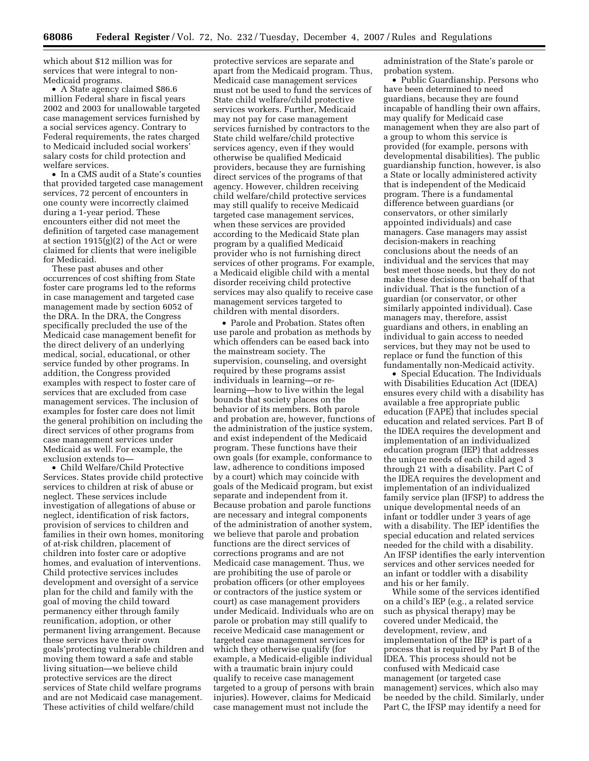which about $12 million was for services that were integral to non-Medicaid programs.

- A State agency claimed $86.6 million Federal share in fiscal years 2002 and 2003 for unallowable targeted case management services furnished by a social services agency. Contrary to Federal requirements, the rates charged to Medicaid included social workers' salary costs for child protection and welfare services.
- In a CMS audit of a State's counties that provided targeted case management services, 72 percent of encounters in one county were incorrectly claimed during a 1-year period. These encounters either did not meet the definition of targeted case management at section 1915(g)(2) of the Act or were claimed for clients that were ineligible for Medicaid.

These past abuses and other occurrences of cost shifting from State foster care programs led to the reforms in case management and targeted case management made by section 6052 of the DRA. In the DRA, the Congress specifically precluded the use of the Medicaid case management benefit for the direct delivery of an underlying medical, social, educational, or other service funded by other programs. In addition, the Congress provided examples with respect to foster care of services that are excluded from case management services. The inclusion of examples for foster care does not limit the general prohibition on including the direct services of other programs from case management services under Medicaid as well. For example, the exclusion extends to—

- Child Welfare/Child Protective Services. States provide child protective services to children at risk of abuse or neglect. These services include investigation of allegations of abuse or neglect, identification of risk factors, provision of services to children and families in their own homes, monitoring of at-risk children, placement of children into foster care or adoptive homes, and evaluation of interventions. Child protective services includes development and oversight of a service plan for the child and family with the goal of moving the child toward permanency either through family reunification, adoption, or other permanent living arrangement. Because these services have their own goals'protecting vulnerable children and moving them toward a safe and stable living situation—we believe child protective services are the direct services of State child welfare programs and are not Medicaid case management. These activities of child welfare/child protective services are separate and apart from the Medicaid program. Thus, Medicaid case management services must not be used to fund the services of State child welfare/child protective services workers. Further, Medicaid may not pay for case management services furnished by contractors to the State child welfare/child protective services agency, even if they would otherwise be qualified Medicaid providers, because they are furnishing direct services of the programs of that agency. However, children receiving child welfare/child protective services may still qualify to receive Medicaid targeted case management services, when these services are provided according to the Medicaid State plan program by a qualified Medicaid provider who is not furnishing direct services of other programs. For example, a Medicaid eligible child with a mental disorder receiving child protective services may also qualify to receive case management services targeted to children with mental disorders.
- Parole and Probation. States often use parole and probation as methods by which offenders can be eased back into the mainstream society. The supervision, counseling, and oversight required by these programs assist individuals in learning—or re-learning—how to live within the legal bounds that society places on the behavior of its members. Both parole and probation are, however, functions of the administration of the justice system, and exist independent of the Medicaid program. These functions have their own goals (for example, conformance to law, adherence to conditions imposed by a court) which may coincide with goals of the Medicaid program, but exist separate and independent from it. Because probation and parole functions are necessary and integral components of the administration of another system, we believe that parole and probation functions are the direct services of corrections programs and are not Medicaid case management. Thus, we are prohibiting the use of parole or probation officers (or other employees or contractors of the justice system or court) as case management providers under Medicaid. Individuals who are on parole or probation may still qualify to receive Medicaid case management or targeted case management services for which they otherwise qualify (for example, a Medicaid-eligible individual with a traumatic brain injury could qualify to receive case management targeted to a group of persons with brain injuries). However, claims for Medicaid case management must not include the administration of the State's parole or probation system.
- Public Guardianship. Persons who have been determined to need guardians, because they are found incapable of handling their own affairs, may qualify for Medicaid case management when they are also part of a group to whom this service is provided (for example, persons with developmental disabilities). The public guardianship function, however, is also a State or locally administered activity that is independent of the Medicaid program. There is a fundamental difference between guardians (or conservators, or other similarly appointed individuals) and case managers. Case managers may assist decision-makers in reaching conclusions about the needs of an individual and the services that may best meet those needs, but they do not make these decisions on behalf of that individual. That is the function of a guardian (or conservator, or other similarly appointed individual). Case managers may, therefore, assist guardians and others, in enabling an individual to gain access to needed services, but they may not be used to replace or fund the function of this fundamentally non-Medicaid activity.
- Special Education. The Individuals with Disabilities Education Act (IDEA) ensures every child with a disability has available a free appropriate public education (FAPE) that includes special education and related services. Part B of the IDEA requires the development and implementation of an individualized education program (IEP) that addresses the unique needs of each child aged 3 through 21 with a disability. Part C of the IDEA requires the development and implementation of an individualized family service plan (IFSP) to address the unique developmental needs of an infant or toddler under 3 years of age with a disability. The IEP identifies the special education and related services needed for the child with a disability. An IFSP identifies the early intervention services and other services needed for an infant or toddler with a disability and his or her family.

While some of the services identified on a child's IEP (e.g., a related service such as physical therapy) may be covered under Medicaid, the development, review, and implementation of the IEP is part of a process that is required by Part B of the IDEA. This process should not be confused with Medicaid case management (or targeted case management) services, which also may be needed by the child. Similarly, under Part C, the IFSP may identify a need for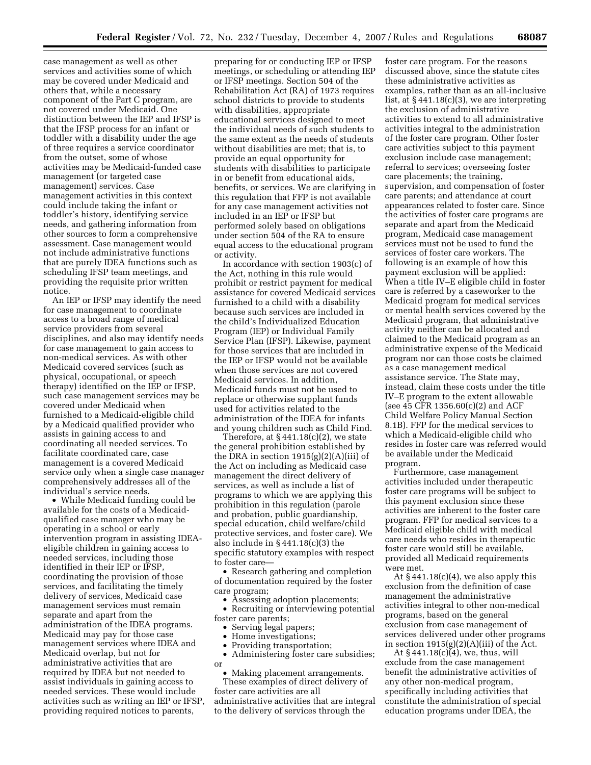case management as well as other services and activities some of which may be covered under Medicaid and others that, while a necessary component of the Part C program, are not covered under Medicaid. One distinction between the IEP and IFSP is that the IFSP process for an infant or toddler with a disability under the age of three requires a service coordinator from the outset, some of whose activities may be Medicaid-funded case management (or targeted case management) services. Case management activities in this context could include taking the infant or toddler's history, identifying service needs, and gathering information from other sources to form a comprehensive assessment. Case management would not include administrative functions that are purely IDEA functions such as scheduling IFSP team meetings, and providing the requisite prior written notice.

An IEP or IFSP may identify the need for case management to coordinate access to a broad range of medical service providers from several disciplines, and also may identify needs for case management to gain access to non-medical services. As with other Medicaid covered services (such as physical, occupational, or speech therapy) identified on the IEP or IFSP, such case management services may be covered under Medicaid when furnished to a Medicaid-eligible child by a Medicaid qualified provider who assists in gaining access to and coordinating all needed services. To facilitate coordinated care, case management is a covered Medicaid service only when a single case manager comprehensively addresses all of the individual's service needs.

- While Medicaid funding could be available for the costs of a Medicaid-qualified case manager who may be operating in a school or early intervention program in assisting IDEA-eligible children in gaining access to needed services, including those identified in their IEP or IFSP, coordinating the provision of those services, and facilitating the timely delivery of services, Medicaid case management services must remain separate and apart from the administration of the IDEA programs. Medicaid may pay for those case management services where IDEA and Medicaid overlap, but not for administrative activities that are required by IDEA but not needed to assist individuals in gaining access to needed services. These would include activities such as writing an IEP or IFSP, providing required notices to parents, preparing for or conducting IEP or IFSP meetings, or scheduling or attending IEP or IFSP meetings. Section 504 of the Rehabilitation Act (RA) of 1973 requires school districts to provide to students with disabilities, appropriate educational services designed to meet the individual needs of such students to the same extent as the needs of students without disabilities are met; that is, to provide an equal opportunity for students with disabilities to participate in or benefit from educational aids, benefits, or services. We are clarifying in this regulation that FFP is not available for any case management activities not included in an IEP or IFSP but performed solely based on obligations under section 504 of the RA to ensure equal access to the educational program or activity.

In accordance with section 1903(c) of the Act, nothing in this rule would prohibit or restrict payment for medical assistance for covered Medicaid services furnished to a child with a disability because such services are included in the child's Individualized Education Program (IEP) or Individual Family Service Plan (IFSP). Likewise, payment for those services that are included in the IEP or IFSP would not be available when those services are not covered Medicaid services. In addition, Medicaid funds must not be used to replace or otherwise supplant funds used for activities related to the administration of the IDEA for infants and young children such as Child Find.

Therefore, at § 441.18(c)(2), we state the general prohibition established by the DRA in section 1915(g)(2)(A)(iii) of the Act on including as Medicaid case management the direct delivery of services, as well as include a list of programs to which we are applying this prohibition in this regulation (parole and probation, public guardianship, special education, child welfare/child protective services, and foster care). We also include in § 441.18(c)(3) the specific statutory examples with respect to foster care—

- Research gathering and completion of documentation required by the foster care program;
- Assessing adoption placements;
- Recruiting or interviewing potential foster care parents;
- Serving legal papers;
- Home investigations;
- Providing transportation;
- Administering foster care subsidies; or
- Making placement arrangements.

These examples of direct delivery of foster care activities are all administrative activities that are integral to the delivery of services through the foster care program. For the reasons discussed above, since the statute cites these administrative activities as examples, rather than as an all-inclusive list, at § 441.18(c)(3), we are interpreting the exclusion of administrative activities to extend to all administrative activities integral to the administration of the foster care program. Other foster care activities subject to this payment exclusion include case management; referral to services; overseeing foster care placements; the training, supervision, and compensation of foster care parents; and attendance at court appearances related to foster care. Since the activities of foster care programs are separate and apart from the Medicaid program, Medicaid case management services must not be used to fund the services of foster care workers. The following is an example of how this payment exclusion will be applied: When a title IV–E eligible child in foster care is referred by a caseworker to the Medicaid program for medical services or mental health services covered by the Medicaid program, that administrative activity neither can be allocated and claimed to the Medicaid program as an administrative expense of the Medicaid program nor can those costs be claimed as a case management medical assistance service. The State may, instead, claim these costs under the title IV–E program to the extent allowable (see 45 CFR 1356.60(c)(2) and ACF Child Welfare Policy Manual Section 8.1B). FFP for the medical services to which a Medicaid-eligible child who resides in foster care was referred would be available under the Medicaid program.

Furthermore, case management activities included under therapeutic foster care programs will be subject to this payment exclusion since these activities are inherent to the foster care program. FFP for medical services to a Medicaid eligible child with medical care needs who resides in therapeutic foster care would still be available, provided all Medicaid requirements were met.

At § 441.18(c)(4), we also apply this exclusion from the definition of case management the administrative activities integral to other non-medical programs, based on the general exclusion from case management of services delivered under other programs in section 1915(g)(2)(A)(iii) of the Act.

At § 441.18(c)(4), we, thus, will exclude from the case management benefit the administrative activities of any other non-medical program, specifically including activities that constitute the administration of special education programs under IDEA, the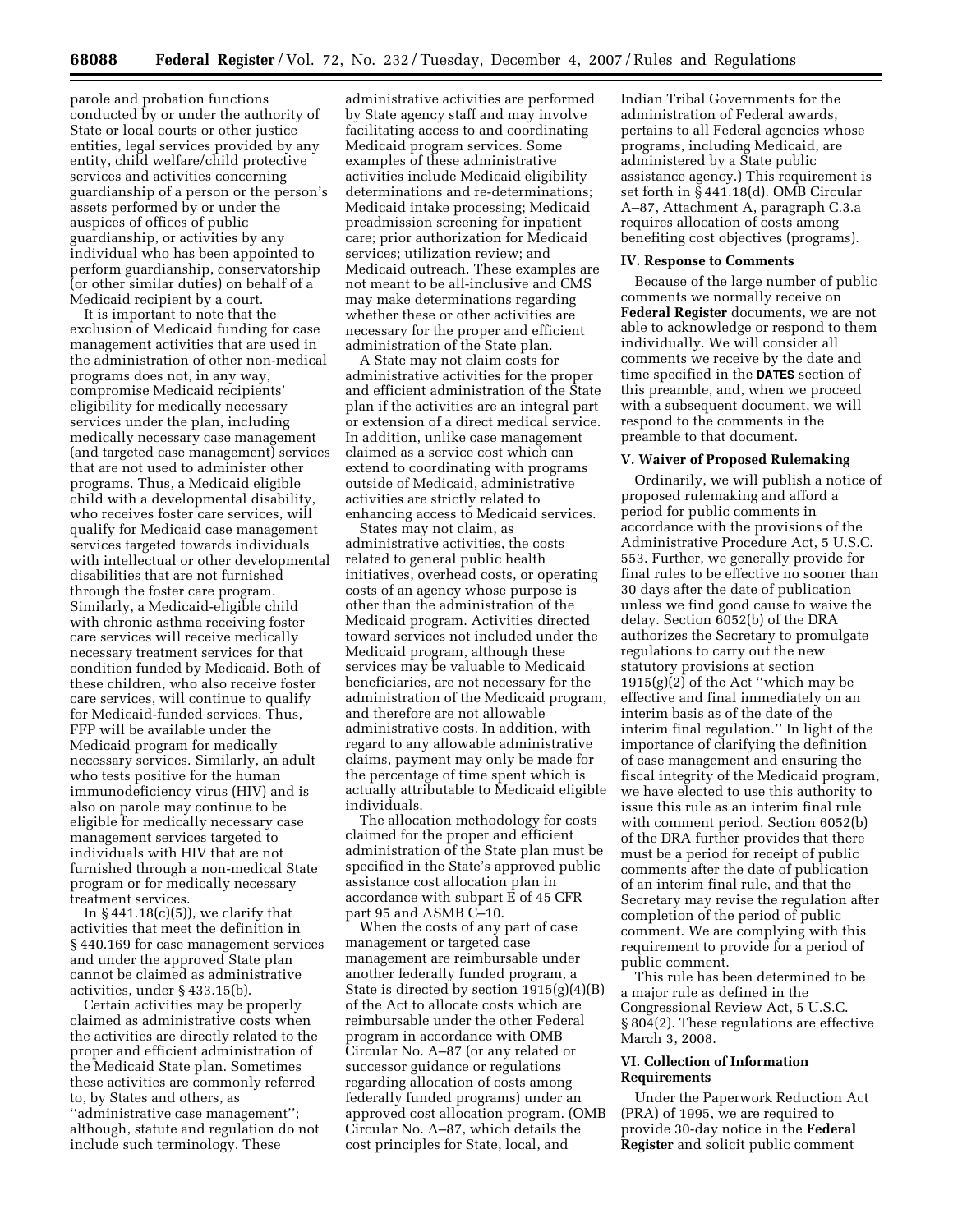parole and probation functions conducted by or under the authority of State or local courts or other justice entities, legal services provided by any entity, child welfare/child protective services and activities concerning guardianship of a person or the person's assets performed by or under the auspices of offices of public guardianship, or activities by any individual who has been appointed to perform guardianship, conservatorship (or other similar duties) on behalf of a Medicaid recipient by a court.

It is important to note that the exclusion of Medicaid funding for case management activities that are used in the administration of other non-medical programs does not, in any way, compromise Medicaid recipients' eligibility for medically necessary services under the plan, including medically necessary case management (and targeted case management) services that are not used to administer other programs. Thus, a Medicaid eligible child with a developmental disability, who receives foster care services, will qualify for Medicaid case management services targeted towards individuals with intellectual or other developmental disabilities that are not furnished through the foster care program. Similarly, a Medicaid-eligible child with chronic asthma receiving foster care services will receive medically necessary treatment services for that condition funded by Medicaid. Both of these children, who also receive foster care services, will continue to qualify for Medicaid-funded services. Thus, FFP will be available under the Medicaid program for medically necessary services. Similarly, an adult who tests positive for the human immunodeficiency virus (HIV) and is also on parole may continue to be eligible for medically necessary case management services targeted to individuals with HIV that are not furnished through a non-medical State program or for medically necessary treatment services.

In § 441.18(c)(5)), we clarify that activities that meet the definition in § 440.169 for case management services and under the approved State plan cannot be claimed as administrative activities, under § 433.15(b).

Certain activities may be properly claimed as administrative costs when the activities are directly related to the proper and efficient administration of the Medicaid State plan. Sometimes these activities are commonly referred to, by States and others, as "administrative case management"; although, statute and regulation do not include such terminology. These administrative activities are performed by State agency staff and may involve facilitating access to and coordinating Medicaid program services. Some examples of these administrative activities include Medicaid eligibility determinations and re-determinations; Medicaid intake processing; Medicaid preadmission screening for inpatient care; prior authorization for Medicaid services; utilization review; and Medicaid outreach. These examples are not meant to be all-inclusive and CMS may make determinations regarding whether these or other activities are necessary for the proper and efficient administration of the State plan.

A State may not claim costs for administrative activities for the proper and efficient administration of the State plan if the activities are an integral part or extension of a direct medical service. In addition, unlike case management claimed as a service cost which can extend to coordinating with programs outside of Medicaid, administrative activities are strictly related to enhancing access to Medicaid services.

States may not claim, as administrative activities, the costs related to general public health initiatives, overhead costs, or operating costs of an agency whose purpose is other than the administration of the Medicaid program. Activities directed toward services not included under the Medicaid program, although these services may be valuable to Medicaid beneficiaries, are not necessary for the administration of the Medicaid program, and therefore are not allowable administrative costs. In addition, with regard to any allowable administrative claims, payment may only be made for the percentage of time spent which is actually attributable to Medicaid eligible individuals.

The allocation methodology for costs claimed for the proper and efficient administration of the State plan must be specified in the State's approved public assistance cost allocation plan in accordance with subpart E of 45 CFR part 95 and ASMB C–10.

When the costs of any part of case management or targeted case management are reimbursable under another federally funded program, a State is directed by section 1915(g)(4)(B) of the Act to allocate costs which are reimbursable under the other Federal program in accordance with OMB Circular No. A–87 (or any related or successor guidance or regulations regarding allocation of costs among federally funded programs) under an approved cost allocation program. (OMB Circular No. A–87, which details the cost principles for State, local, and Indian Tribal Governments for the administration of Federal awards, pertains to all Federal agencies whose programs, including Medicaid, are administered by a State public assistance agency.) This requirement is set forth in § 441.18(d). OMB Circular A–87, Attachment A, paragraph C.3.a requires allocation of costs among benefiting cost objectives (programs).

## IV. Response to Comments

Because of the large number of public comments we normally receive on **Federal Register** documents, we are not able to acknowledge or respond to them individually. We will consider all comments we receive by the date and time specified in the **DATES** section of this preamble, and, when we proceed with a subsequent document, we will respond to the comments in the preamble to that document.

## V. Waiver of Proposed Rulemaking

Ordinarily, we will publish a notice of proposed rulemaking and afford a period for public comments in accordance with the provisions of the Administrative Procedure Act, 5 U.S.C. 553. Further, we generally provide for final rules to be effective no sooner than 30 days after the date of publication unless we find good cause to waive the delay. Section 6052(b) of the DRA authorizes the Secretary to promulgate regulations to carry out the new statutory provisions at section 1915(g)(2) of the Act "which may be effective and final immediately on an interim basis as of the date of the interim final regulation." In light of the importance of clarifying the definition of case management and ensuring the fiscal integrity of the Medicaid program, we have elected to use this authority to issue this rule as an interim final rule with comment period. Section 6052(b) of the DRA further provides that there must be a period for receipt of public comments after the date of publication of an interim final rule, and that the Secretary may revise the regulation after completion of the period of public comment. We are complying with this requirement to provide for a period of public comment.

This rule has been determined to be a major rule as defined in the Congressional Review Act, 5 U.S.C. § 804(2). These regulations are effective March 3, 2008.

## VI. Collection of Information Requirements

Under the Paperwork Reduction Act (PRA) of 1995, we are required to provide 30-day notice in the **Federal Register** and solicit public comment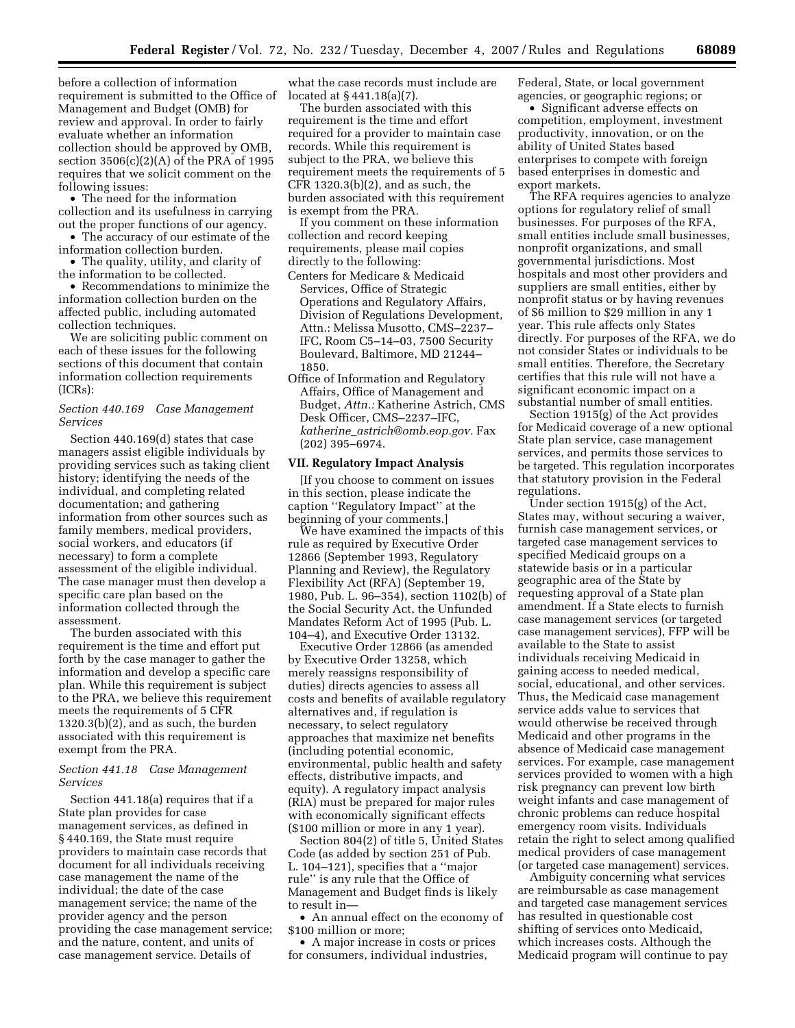before a collection of information requirement is submitted to the Office of Management and Budget (OMB) for review and approval. In order to fairly evaluate whether an information collection should be approved by OMB, section 3506(c)(2)(A) of the PRA of 1995 requires that we solicit comment on the following issues:

- The need for the information collection and its usefulness in carrying out the proper functions of our agency.
- The accuracy of our estimate of the information collection burden.
- The quality, utility, and clarity of the information to be collected.
- Recommendations to minimize the information collection burden on the affected public, including automated collection techniques.

We are soliciting public comment on each of these issues for the following sections of this document that contain information collection requirements (ICRs):

*Section 440.169 Case Management Services*

Section 440.169(d) states that case managers assist eligible individuals by providing services such as taking client history; identifying the needs of the individual, and completing related documentation; and gathering information from other sources such as family members, medical providers, social workers, and educators (if necessary) to form a complete assessment of the eligible individual. The case manager must then develop a specific care plan based on the information collected through the assessment.

The burden associated with this requirement is the time and effort put forth by the case manager to gather the information and develop a specific care plan. While this requirement is subject to the PRA, we believe this requirement meets the requirements of 5 CFR 1320.3(b)(2), and as such, the burden associated with this requirement is exempt from the PRA.

*Section 441.18 Case Management Services*

Section 441.18(a) requires that if a State plan provides for case management services, as defined in § 440.169, the State must require providers to maintain case records that document for all individuals receiving case management the name of the individual; the date of the case management service; the name of the provider agency and the person providing the case management service; and the nature, content, and units of case management service. Details of what the case records must include are located at § 441.18(a)(7).

The burden associated with this requirement is the time and effort required for a provider to maintain case records. While this requirement is subject to the PRA, we believe this requirement meets the requirements of 5 CFR 1320.3(b)(2), and as such, the burden associated with this requirement is exempt from the PRA.

If you comment on these information collection and record keeping requirements, please mail copies directly to the following:

Centers for Medicare & Medicaid Services, Office of Strategic Operations and Regulatory Affairs, Division of Regulations Development, Attn.: Melissa Musotto, CMS–2237–IFC, Room C5–14–03, 7500 Security Boulevard, Baltimore, MD 21244–1850.

Office of Information and Regulatory Affairs, Office of Management and Budget, *Attn.:* Katherine Astrich, CMS Desk Officer, CMS–2237–IFC, *katherine_astrich@omb.eop.gov.* Fax (202) 395–6974.

## VII. Regulatory Impact Analysis

[If you choose to comment on issues in this section, please indicate the caption "Regulatory Impact" at the beginning of your comments.]

We have examined the impacts of this rule as required by Executive Order 12866 (September 1993, Regulatory Planning and Review), the Regulatory Flexibility Act (RFA) (September 19, 1980, Pub. L. 96–354), section 1102(b) of the Social Security Act, the Unfunded Mandates Reform Act of 1995 (Pub. L. 104–4), and Executive Order 13132.

Executive Order 12866 (as amended by Executive Order 13258, which merely reassigns responsibility of duties) directs agencies to assess all costs and benefits of available regulatory alternatives and, if regulation is necessary, to select regulatory approaches that maximize net benefits (including potential economic, environmental, public health and safety effects, distributive impacts, and equity). A regulatory impact analysis (RIA) must be prepared for major rules with economically significant effects ($100 million or more in any 1 year).

Section 804(2) of title 5, United States Code (as added by section 251 of Pub. L. 104–121), specifies that a "major rule" is any rule that the Office of Management and Budget finds is likely to result in—

- An annual effect on the economy of $100 million or more;
- A major increase in costs or prices for consumers, individual industries, Federal, State, or local government agencies, or geographic regions; or
- Significant adverse effects on competition, employment, investment productivity, innovation, or on the ability of United States based enterprises to compete with foreign based enterprises in domestic and export markets.

The RFA requires agencies to analyze options for regulatory relief of small businesses. For purposes of the RFA, small entities include small businesses, nonprofit organizations, and small governmental jurisdictions. Most hospitals and most other providers and suppliers are small entities, either by nonprofit status or by having revenues of $6 million to $29 million in any 1 year. This rule affects only States directly. For purposes of the RFA, we do not consider States or individuals to be small entities. Therefore, the Secretary certifies that this rule will not have a significant economic impact on a substantial number of small entities.

Section 1915(g) of the Act provides for Medicaid coverage of a new optional State plan service, case management services, and permits those services to be targeted. This regulation incorporates that statutory provision in the Federal regulations.

Under section 1915(g) of the Act, States may, without securing a waiver, furnish case management services, or targeted case management services to specified Medicaid groups on a statewide basis or in a particular geographic area of the State by requesting approval of a State plan amendment. If a State elects to furnish case management services (or targeted case management services), FFP will be available to the State to assist individuals receiving Medicaid in gaining access to needed medical, social, educational, and other services. Thus, the Medicaid case management service adds value to services that would otherwise be received through Medicaid and other programs in the absence of Medicaid case management services. For example, case management services provided to women with a high risk pregnancy can prevent low birth weight infants and case management of chronic problems can reduce hospital emergency room visits. Individuals retain the right to select among qualified medical providers of case management (or targeted case management) services.

Ambiguity concerning what services are reimbursable as case management and targeted case management services has resulted in questionable cost shifting of services onto Medicaid, which increases costs. Although the Medicaid program will continue to pay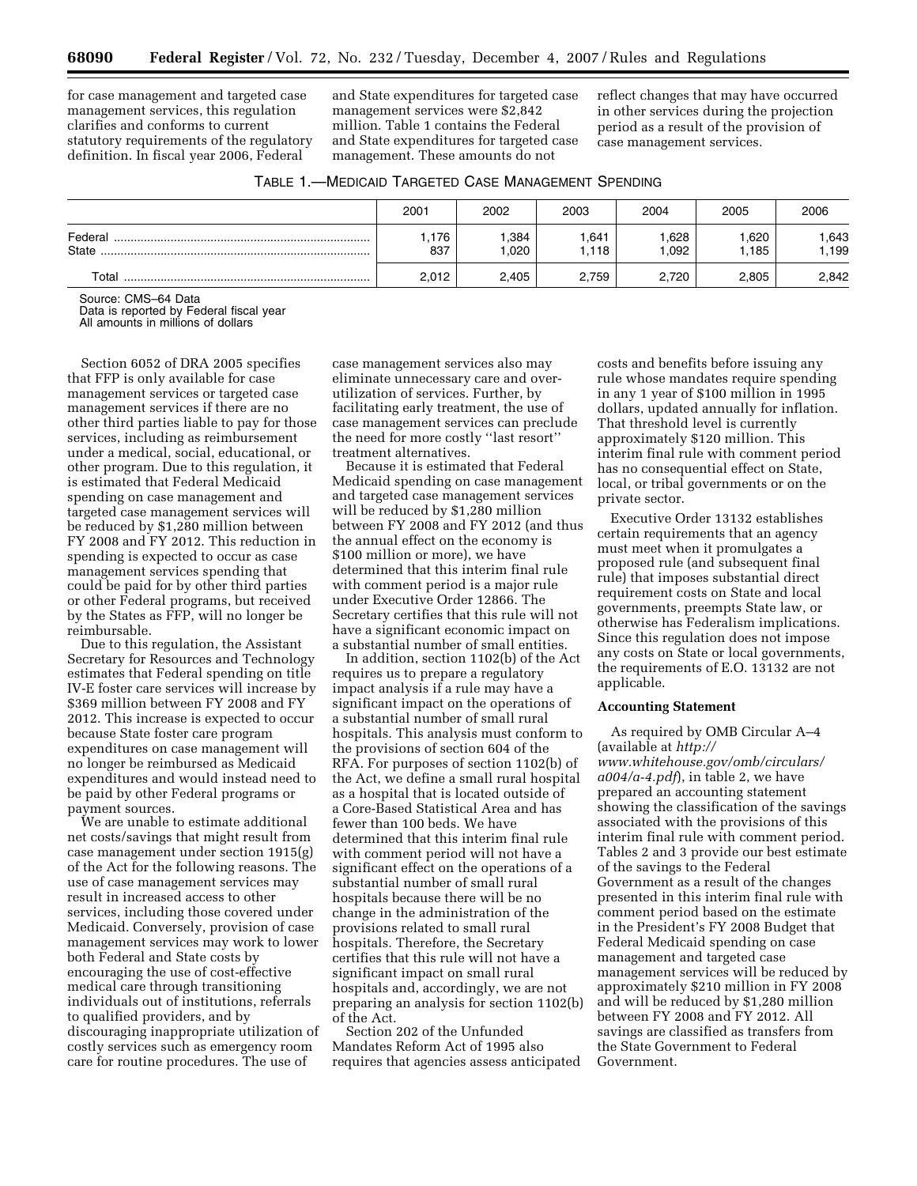for case management and targeted case management services, this regulation clarifies and conforms to current statutory requirements of the regulatory definition. In fiscal year 2006, Federal and State expenditures for targeted case management services were $2,842 million. Table 1 contains the Federal and State expenditures for targeted case management. These amounts do not reflect changes that may have occurred in other services during the projection period as a result of the provision of case management services.

TABLE 1.—MEDICAID TARGETED CASE MANAGEMENT SPENDING

| | 2001 | 2002 | 2003 | 2004 | 2005 | 2006 |
|---|---|---|---|---|---|---|
| Federal | 1,176 | 1,384 | 1,641 | 1,628 | 1,620 | 1,643 |
| State | 837 | 1,020 | 1,118 | 1,092 | 1,185 | 1,199 |
| Total | 2,012 | 2,405 | 2,759 | 2,720 | 2,805 | 2,842 |

Source: CMS–64 Data
Data is reported by Federal fiscal year
All amounts in millions of dollars

Section 6052 of DRA 2005 specifies that FFP is only available for case management services or targeted case management services if there are no other third parties liable to pay for those services, including as reimbursement under a medical, social, educational, or other program. Due to this regulation, it is estimated that Federal Medicaid spending on case management and targeted case management services will be reduced by $1,280 million between FY 2008 and FY 2012. This reduction in spending is expected to occur as case management services spending that could be paid for by other third parties or other Federal programs, but received by the States as FFP, will no longer be reimbursable.

Due to this regulation, the Assistant Secretary for Resources and Technology estimates that Federal spending on title IV-E foster care services will increase by $369 million between FY 2008 and FY 2012. This increase is expected to occur because State foster care program expenditures on case management will no longer be reimbursed as Medicaid expenditures and would instead need to be paid by other Federal programs or payment sources.

We are unable to estimate additional net costs/savings that might result from case management under section 1915(g) of the Act for the following reasons. The use of case management services may result in increased access to other services, including those covered under Medicaid. Conversely, provision of case management services may work to lower both Federal and State costs by encouraging the use of cost-effective medical care through transitioning individuals out of institutions, referrals to qualified providers, and by discouraging inappropriate utilization of costly services such as emergency room care for routine procedures. The use of case management services also may eliminate unnecessary care and over-utilization of services. Further, by facilitating early treatment, the use of case management services can preclude the need for more costly ''last resort'' treatment alternatives.

Because it is estimated that Federal Medicaid spending on case management and targeted case management services will be reduced by $1,280 million between FY 2008 and FY 2012 (and thus the annual effect on the economy is $100 million or more), we have determined that this interim final rule with comment period is a major rule under Executive Order 12866. The Secretary certifies that this rule will not have a significant economic impact on a substantial number of small entities.

In addition, section 1102(b) of the Act requires us to prepare a regulatory impact analysis if a rule may have a significant impact on the operations of a substantial number of small rural hospitals. This analysis must conform to the provisions of section 604 of the RFA. For purposes of section 1102(b) of the Act, we define a small rural hospital as a hospital that is located outside of a Core-Based Statistical Area and has fewer than 100 beds. We have determined that this interim final rule with comment period will not have a significant effect on the operations of a substantial number of small rural hospitals because there will be no change in the administration of the provisions related to small rural hospitals. Therefore, the Secretary certifies that this rule will not have a significant impact on small rural hospitals and, accordingly, we are not preparing an analysis for section 1102(b) of the Act.

Section 202 of the Unfunded Mandates Reform Act of 1995 also requires that agencies assess anticipated costs and benefits before issuing any rule whose mandates require spending in any 1 year of $100 million in 1995 dollars, updated annually for inflation. That threshold level is currently approximately $120 million. This interim final rule with comment period has no consequential effect on State, local, or tribal governments or on the private sector.

Executive Order 13132 establishes certain requirements that an agency must meet when it promulgates a proposed rule (and subsequent final rule) that imposes substantial direct requirement costs on State and local governments, preempts State law, or otherwise has Federalism implications. Since this regulation does not impose any costs on State or local governments, the requirements of E.O. 13132 are not applicable.

**Accounting Statement**

As required by OMB Circular A–4 (available at *http://www.whitehouse.gov/omb/circulars/a004/a-4.pdf*), in table 2, we have prepared an accounting statement showing the classification of the savings associated with the provisions of this interim final rule with comment period. Tables 2 and 3 provide our best estimate of the savings to the Federal Government as a result of the changes presented in this interim final rule with comment period based on the estimate in the President's FY 2008 Budget that Federal Medicaid spending on case management and targeted case management services will be reduced by approximately $210 million in FY 2008 and will be reduced by $1,280 million between FY 2008 and FY 2012. All savings are classified as transfers from the State Government to Federal Government.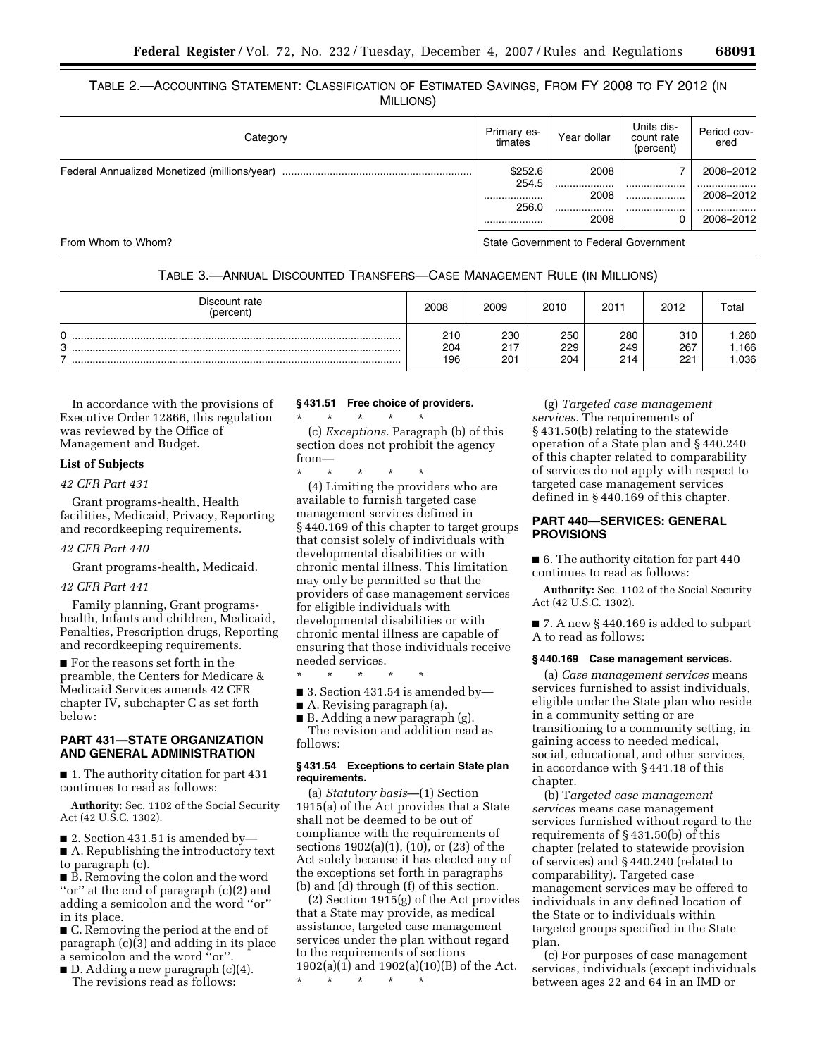TABLE 2.—ACCOUNTING STATEMENT: CLASSIFICATION OF ESTIMATED SAVINGS, FROM FY 2008 TO FY 2012 (IN MILLIONS)

| Category | Primary estimates | Year dollar | Units discount rate (percent) | Period covered |
|---|---|---|---|---|
| Federal Annualized Monetized (millions/year) | $252.6 | 2008 | 7 | 2008–2012 |
| | 254.5 | 2008 | 3 | 2008–2012 |
| | 256.0 | 2008 | 0 | 2008–2012 |
| From Whom to Whom? | State Government to Federal Government | | | |

TABLE 3.—ANNUAL DISCOUNTED TRANSFERS—CASE MANAGEMENT RULE (IN MILLIONS)

| Discount rate (percent) | 2008 | 2009 | 2010 | 2011 | 2012 | Total |
|---|---|---|---|---|---|---|
| 0 | 210 | 230 | 250 | 280 | 310 | 1,280 |
| 3 | 204 | 217 | 229 | 249 | 267 | 1,166 |
| 7 | 196 | 201 | 204 | 214 | 221 | 1,036 |

In accordance with the provisions of Executive Order 12866, this regulation was reviewed by the Office of Management and Budget.

**List of Subjects**

*42 CFR Part 431*

Grant programs-health, Health facilities, Medicaid, Privacy, Reporting and recordkeeping requirements.

*42 CFR Part 440*

Grant programs-health, Medicaid.

*42 CFR Part 441*

Family planning, Grant programs-health, Infants and children, Medicaid, Penalties, Prescription drugs, Reporting and recordkeeping requirements.

■ For the reasons set forth in the preamble, the Centers for Medicare & Medicaid Services amends 42 CFR chapter IV, subchapter C as set forth below:

## PART 431—STATE ORGANIZATION AND GENERAL ADMINISTRATION

■ 1. The authority citation for part 431 continues to read as follows:

**Authority:** Sec. 1102 of the Social Security Act (42 U.S.C. 1302).

■ 2. Section 431.51 is amended by—

■ A. Republishing the introductory text to paragraph (c).

■ B. Removing the colon and the word "or" at the end of paragraph (c)(2) and adding a semicolon and the word "or" in its place.

■ C. Removing the period at the end of paragraph (c)(3) and adding in its place a semicolon and the word "or".

■ D. Adding a new paragraph (c)(4).

The revisions read as follows:

### § 431.51 Free choice of providers.

\* \* \* \* \*

(c) *Exceptions.* Paragraph (b) of this section does not prohibit the agency from—

\* \* \* \* \*

(4) Limiting the providers who are available to furnish targeted case management services defined in § 440.169 of this chapter to target groups that consist solely of individuals with developmental disabilities or with chronic mental illness. This limitation may only be permitted so that the providers of case management services for eligible individuals with developmental disabilities or with chronic mental illness are capable of ensuring that those individuals receive needed services.

\* \* \* \* \*

■ 3. Section 431.54 is amended by—

■ A. Revising paragraph (a).

■ B. Adding a new paragraph (g).

The revision and addition read as follows:

### § 431.54 Exceptions to certain State plan requirements.

(a) *Statutory basis*—(1) Section 1915(a) of the Act provides that a State shall not be deemed to be out of compliance with the requirements of sections 1902(a)(1), (10), or (23) of the Act solely because it has elected any of the exceptions set forth in paragraphs (b) and (d) through (f) of this section.

(2) Section 1915(g) of the Act provides that a State may provide, as medical assistance, targeted case management services under the plan without regard to the requirements of sections 1902(a)(1) and 1902(a)(10)(B) of the Act.

\* \* \* \* \*

(g) *Targeted case management services.* The requirements of § 431.50(b) relating to the statewide operation of a State plan and § 440.240 of this chapter related to comparability of services do not apply with respect to targeted case management services defined in § 440.169 of this chapter.

## PART 440—SERVICES: GENERAL PROVISIONS

■ 6. The authority citation for part 440 continues to read as follows:

**Authority:** Sec. 1102 of the Social Security Act (42 U.S.C. 1302).

■ 7. A new § 440.169 is added to subpart A to read as follows:

### § 440.169 Case management services.

(a) *Case management services* means services furnished to assist individuals, eligible under the State plan who reside in a community setting or are transitioning to a community setting, in gaining access to needed medical, social, educational, and other services, in accordance with § 441.18 of this chapter.

(b) T*argeted case management services* means case management services furnished without regard to the requirements of § 431.50(b) of this chapter (related to statewide provision of services) and § 440.240 (related to comparability). Targeted case management services may be offered to individuals in any defined location of the State or to individuals within targeted groups specified in the State plan.

(c) For purposes of case management services, individuals (except individuals between ages 22 and 64 in an IMD or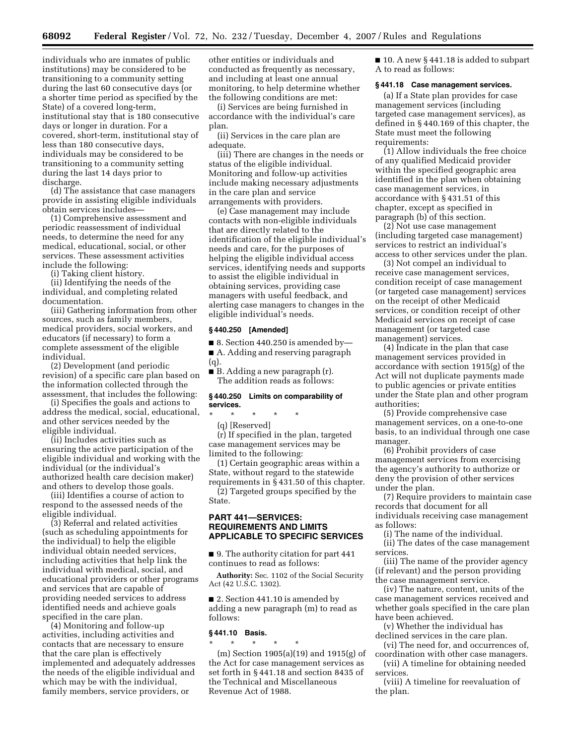individuals who are inmates of public institutions) may be considered to be transitioning to a community setting during the last 60 consecutive days (or a shorter time period as specified by the State) of a covered long-term, institutional stay that is 180 consecutive days or longer in duration. For a covered, short-term, institutional stay of less than 180 consecutive days, individuals may be considered to be transitioning to a community setting during the last 14 days prior to discharge.

(d) The assistance that case managers provide in assisting eligible individuals obtain services includes—

(1) Comprehensive assessment and periodic reassessment of individual needs, to determine the need for any medical, educational, social, or other services. These assessment activities include the following:

(i) Taking client history.

(ii) Identifying the needs of the individual, and completing related documentation.

(iii) Gathering information from other sources, such as family members, medical providers, social workers, and educators (if necessary) to form a complete assessment of the eligible individual.

(2) Development (and periodic revision) of a specific care plan based on the information collected through the assessment, that includes the following:

(i) Specifies the goals and actions to address the medical, social, educational, and other services needed by the eligible individual.

(ii) Includes activities such as ensuring the active participation of the eligible individual and working with the individual (or the individual's authorized health care decision maker) and others to develop those goals.

(iii) Identifies a course of action to respond to the assessed needs of the eligible individual.

(3) Referral and related activities (such as scheduling appointments for the individual) to help the eligible individual obtain needed services, including activities that help link the individual with medical, social, and educational providers or other programs and services that are capable of providing needed services to address identified needs and achieve goals specified in the care plan.

(4) Monitoring and follow-up activities, including activities and contacts that are necessary to ensure that the care plan is effectively implemented and adequately addresses the needs of the eligible individual and which may be with the individual, family members, service providers, or other entities or individuals and conducted as frequently as necessary, and including at least one annual monitoring, to help determine whether the following conditions are met:

(i) Services are being furnished in accordance with the individual's care plan.

(ii) Services in the care plan are adequate.

(iii) There are changes in the needs or status of the eligible individual. Monitoring and follow-up activities include making necessary adjustments in the care plan and service arrangements with providers.

(e) Case management may include contacts with non-eligible individuals that are directly related to the identification of the eligible individual's needs and care, for the purposes of helping the eligible individual access services, identifying needs and supports to assist the eligible individual in obtaining services, providing case managers with useful feedback, and alerting case managers to changes in the eligible individual's needs.

### § 440.250 [Amended]

■ 8. Section 440.250 is amended by—

■ A. Adding and reserving paragraph (q).

■ B. Adding a new paragraph (r).

The addition reads as follows:

### § 440.250 Limits on comparability of services.

\* \* \* \* \*

(q) [Reserved]

(r) If specified in the plan, targeted case management services may be limited to the following:

(1) Certain geographic areas within a State, without regard to the statewide requirements in § 431.50 of this chapter.

(2) Targeted groups specified by the State.

## PART 441—SERVICES: REQUIREMENTS AND LIMITS APPLICABLE TO SPECIFIC SERVICES

■ 9. The authority citation for part 441 continues to read as follows:

**Authority:** Sec. 1102 of the Social Security Act (42 U.S.C. 1302).

■ 2. Section 441.10 is amended by adding a new paragraph (m) to read as follows:

### § 441.10 Basis.

\* \* \* \* \*

(m) Section 1905(a)(19) and 1915(g) of the Act for case management services as set forth in § 441.18 and section 8435 of the Technical and Miscellaneous Revenue Act of 1988.

■ 10. A new § 441.18 is added to subpart A to read as follows:

### § 441.18 Case management services.

(a) If a State plan provides for case management services (including targeted case management services), as defined in § 440.169 of this chapter, the State must meet the following requirements:

(1) Allow individuals the free choice of any qualified Medicaid provider within the specified geographic area identified in the plan when obtaining case management services, in accordance with § 431.51 of this chapter, except as specified in paragraph (b) of this section.

(2) Not use case management (including targeted case management) services to restrict an individual's access to other services under the plan.

(3) Not compel an individual to receive case management services, condition receipt of case management (or targeted case management) services on the receipt of other Medicaid services, or condition receipt of other Medicaid services on receipt of case management (or targeted case management) services.

(4) Indicate in the plan that case management services provided in accordance with section 1915(g) of the Act will not duplicate payments made to public agencies or private entities under the State plan and other program authorities;

(5) Provide comprehensive case management services, on a one-to-one basis, to an individual through one case manager.

(6) Prohibit providers of case management services from exercising the agency's authority to authorize or deny the provision of other services under the plan.

(7) Require providers to maintain case records that document for all individuals receiving case management as follows:

(i) The name of the individual.

(ii) The dates of the case management services.

(iii) The name of the provider agency (if relevant) and the person providing the case management service.

(iv) The nature, content, units of the case management services received and whether goals specified in the care plan have been achieved.

(v) Whether the individual has declined services in the care plan.

(vi) The need for, and occurrences of, coordination with other case managers.

(vii) A timeline for obtaining needed services.

(viii) A timeline for reevaluation of the plan.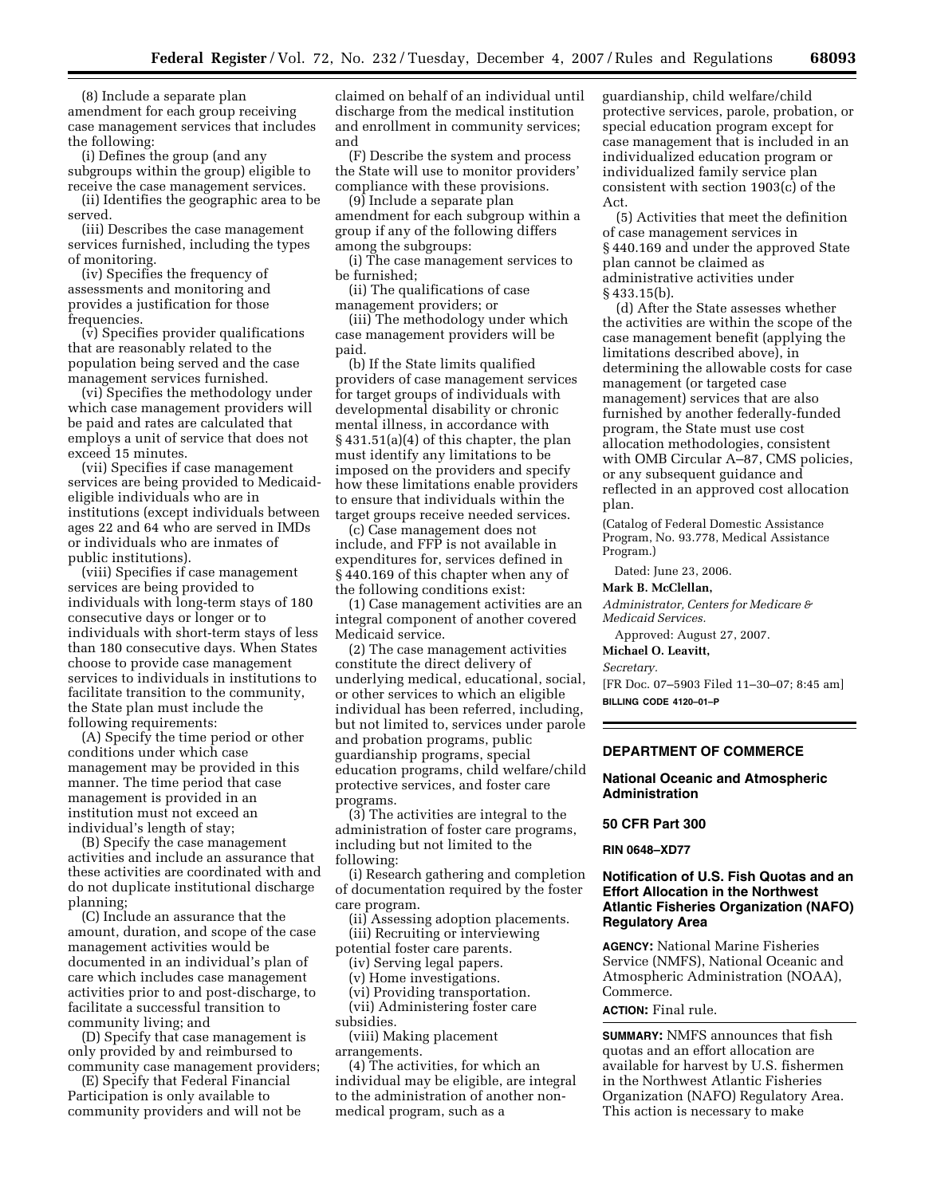(8) Include a separate plan amendment for each group receiving case management services that includes the following:

(i) Defines the group (and any subgroups within the group) eligible to receive the case management services.

(ii) Identifies the geographic area to be served.

(iii) Describes the case management services furnished, including the types of monitoring.

(iv) Specifies the frequency of assessments and monitoring and provides a justification for those frequencies.

(v) Specifies provider qualifications that are reasonably related to the population being served and the case management services furnished.

(vi) Specifies the methodology under which case management providers will be paid and rates are calculated that employs a unit of service that does not exceed 15 minutes.

(vii) Specifies if case management services are being provided to Medicaid-eligible individuals who are in institutions (except individuals between ages 22 and 64 who are served in IMDs or individuals who are inmates of public institutions).

(viii) Specifies if case management services are being provided to individuals with long-term stays of 180 consecutive days or longer or to individuals with short-term stays of less than 180 consecutive days. When States choose to provide case management services to individuals in institutions to facilitate transition to the community, the State plan must include the following requirements:

(A) Specify the time period or other conditions under which case management may be provided in this manner. The time period that case management is provided in an institution must not exceed an individual's length of stay;

(B) Specify the case management activities and include an assurance that these activities are coordinated with and do not duplicate institutional discharge planning;

(C) Include an assurance that the amount, duration, and scope of the case management activities would be documented in an individual's plan of care which includes case management activities prior to and post-discharge, to facilitate a successful transition to community living; and

(D) Specify that case management is only provided by and reimbursed to community case management providers;

(E) Specify that Federal Financial Participation is only available to community providers and will not be claimed on behalf of an individual until discharge from the medical institution and enrollment in community services; and

(F) Describe the system and process the State will use to monitor providers' compliance with these provisions.

(9) Include a separate plan amendment for each subgroup within a group if any of the following differs among the subgroups:

(i) The case management services to be furnished;

(ii) The qualifications of case management providers; or

(iii) The methodology under which case management providers will be paid.

(b) If the State limits qualified providers of case management services for target groups of individuals with developmental disability or chronic mental illness, in accordance with § 431.51(a)(4) of this chapter, the plan must identify any limitations to be imposed on the providers and specify how these limitations enable providers to ensure that individuals within the target groups receive needed services.

(c) Case management does not include, and FFP is not available in expenditures for, services defined in § 440.169 of this chapter when any of the following conditions exist:

(1) Case management activities are an integral component of another covered Medicaid service.

(2) The case management activities constitute the direct delivery of underlying medical, educational, social, or other services to which an eligible individual has been referred, including, but not limited to, services under parole and probation programs, public guardianship programs, special education programs, child welfare/child protective services, and foster care programs.

(3) The activities are integral to the administration of foster care programs, including but not limited to the following:

(i) Research gathering and completion of documentation required by the foster care program.

(ii) Assessing adoption placements.

(iii) Recruiting or interviewing potential foster care parents.

(iv) Serving legal papers.

(v) Home investigations.

(vi) Providing transportation.

(vii) Administering foster care subsidies.

(viii) Making placement arrangements.

(4) The activities, for which an individual may be eligible, are integral to the administration of another non-medical program, such as a guardianship, child welfare/child protective services, parole, probation, or special education program except for case management that is included in an individualized education program or individualized family service plan consistent with section 1903(c) of the Act.

(5) Activities that meet the definition of case management services in § 440.169 and under the approved State plan cannot be claimed as administrative activities under § 433.15(b).

(d) After the State assesses whether the activities are within the scope of the case management benefit (applying the limitations described above), in determining the allowable costs for case management (or targeted case management) services that are also furnished by another federally-funded program, the State must use cost allocation methodologies, consistent with OMB Circular A–87, CMS policies, or any subsequent guidance and reflected in an approved cost allocation plan.

(Catalog of Federal Domestic Assistance Program, No. 93.778, Medical Assistance Program.)

Dated: June 23, 2006.

**Mark B. McClellan,**

*Administrator, Centers for Medicare & Medicaid Services.*

Approved: August 27, 2007.

**Michael O. Leavitt,**

*Secretary.*

[FR Doc. 07–5903 Filed 11–30–07; 8:45 am]

**BILLING CODE 4120–01–P**

---

## DEPARTMENT OF COMMERCE

### National Oceanic and Atmospheric Administration

### 50 CFR Part 300

### RIN 0648–XD77

### Notification of U.S. Fish Quotas and an Effort Allocation in the Northwest Atlantic Fisheries Organization (NAFO) Regulatory Area

**AGENCY:** National Marine Fisheries Service (NMFS), National Oceanic and Atmospheric Administration (NOAA), Commerce.

**ACTION:** Final rule.

**SUMMARY:** NMFS announces that fish quotas and an effort allocation are available for harvest by U.S. fishermen in the Northwest Atlantic Fisheries Organization (NAFO) Regulatory Area. This action is necessary to make